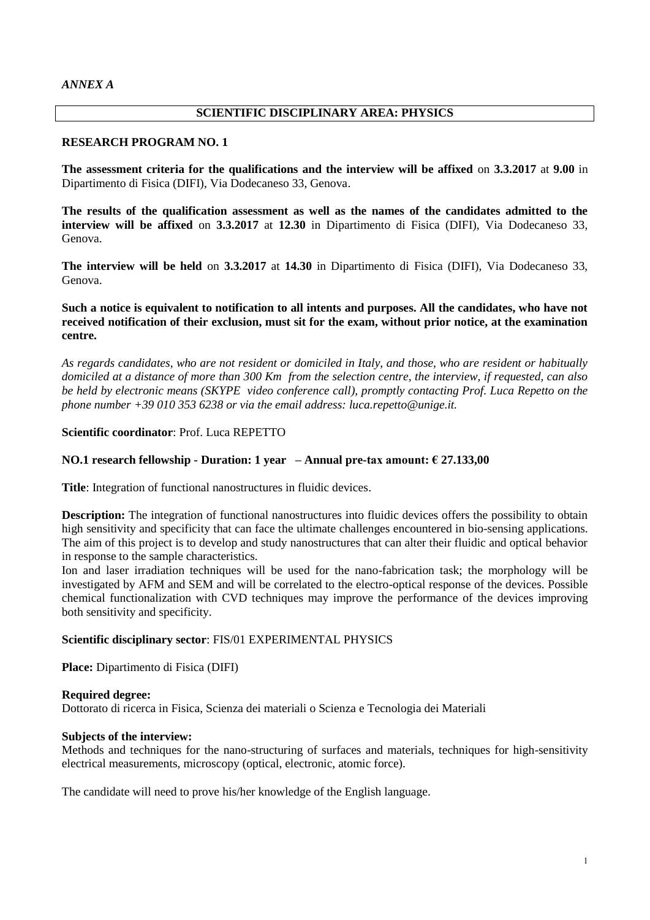*ANNEX A*

## SCIENTIFIC DISCIPLINARY AREA: PHYSICS

### RESEARCH PROGRAM NO. 1

**The assessment criteria for the qualifications and the interview will be affixed** on **3.3.2017** at **9.00** in Dipartimento di Fisica (DIFI), Via Dodecaneso 33, Genova.

**The results of the qualification assessment as well as the names of the candidates admitted to the interview will be affixed** on **3.3.2017** at **12.30** in Dipartimento di Fisica (DIFI), Via Dodecaneso 33, Genova.

**The interview will be held** on **3.3.2017** at **14.30** in Dipartimento di Fisica (DIFI), Via Dodecaneso 33, Genova.

**Such a notice is equivalent to notification to all intents and purposes. All the candidates, who have not received notification of their exclusion, must sit for the exam, without prior notice, at the examination centre.**

*As regards candidates, who are not resident or domiciled in Italy, and those, who are resident or habitually domiciled at a distance of more than 300 Km from the selection centre, the interview, if requested, can also be held by electronic means (SKYPE video conference call), promptly contacting Prof. Luca Repetto on the phone number +39 010 353 6238 or via the email address: luca.repetto@unige.it.*

**Scientific coordinator**: Prof. Luca REPETTO

**NO.1 research fellowship - Duration: 1 year – Annual pre-tax amount: € 27.133,00**

**Title**: Integration of functional nanostructures in fluidic devices.

**Description:** The integration of functional nanostructures into fluidic devices offers the possibility to obtain high sensitivity and specificity that can face the ultimate challenges encountered in bio-sensing applications. The aim of this project is to develop and study nanostructures that can alter their fluidic and optical behavior in response to the sample characteristics.

Ion and laser irradiation techniques will be used for the nano-fabrication task; the morphology will be investigated by AFM and SEM and will be correlated to the electro-optical response of the devices. Possible chemical functionalization with CVD techniques may improve the performance of the devices improving both sensitivity and specificity.

**Scientific disciplinary sector**: FIS/01 EXPERIMENTAL PHYSICS

**Place:** Dipartimento di Fisica (DIFI)

**Required degree:**
Dottorato di ricerca in Fisica, Scienza dei materiali o Scienza e Tecnologia dei Materiali

**Subjects of the interview:**
Methods and techniques for the nano-structuring of surfaces and materials, techniques for high-sensitivity electrical measurements, microscopy (optical, electronic, atomic force).

The candidate will need to prove his/her knowledge of the English language.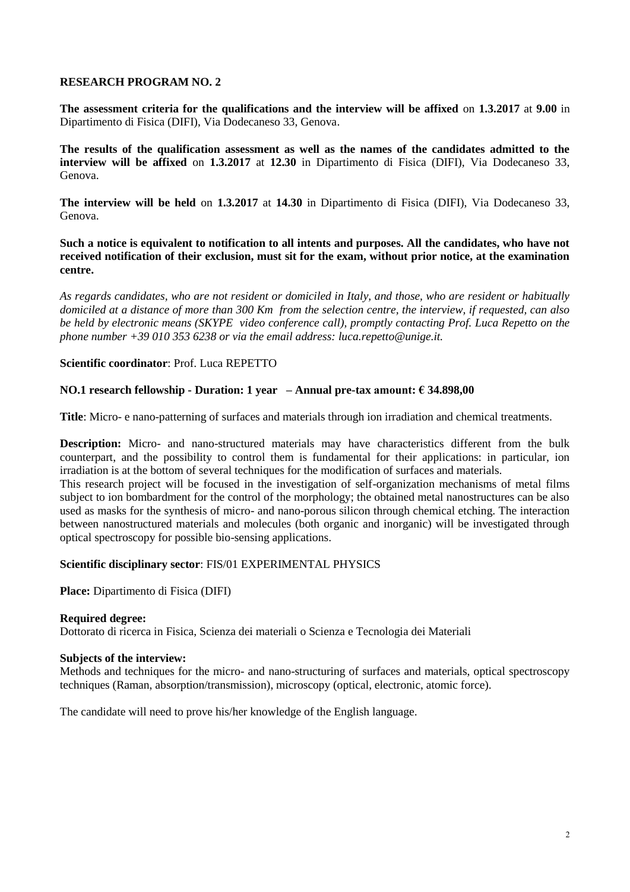## RESEARCH PROGRAM NO. 2

**The assessment criteria for the qualifications and the interview will be affixed** on **1.3.2017** at **9.00** in Dipartimento di Fisica (DIFI), Via Dodecaneso 33, Genova.

**The results of the qualification assessment as well as the names of the candidates admitted to the interview will be affixed** on **1.3.2017** at **12.30** in Dipartimento di Fisica (DIFI), Via Dodecaneso 33, Genova.

**The interview will be held** on **1.3.2017** at **14.30** in Dipartimento di Fisica (DIFI), Via Dodecaneso 33, Genova.

**Such a notice is equivalent to notification to all intents and purposes. All the candidates, who have not received notification of their exclusion, must sit for the exam, without prior notice, at the examination centre.**

*As regards candidates, who are not resident or domiciled in Italy, and those, who are resident or habitually domiciled at a distance of more than 300 Km from the selection centre, the interview, if requested, can also be held by electronic means (SKYPE video conference call), promptly contacting Prof. Luca Repetto on the phone number +39 010 353 6238 or via the email address: luca.repetto@unige.it.*

**Scientific coordinator**: Prof. Luca REPETTO

**NO.1 research fellowship - Duration: 1 year – Annual pre-tax amount: € 34.898,00**

**Title**: Micro- e nano-patterning of surfaces and materials through ion irradiation and chemical treatments.

**Description:** Micro- and nano-structured materials may have characteristics different from the bulk counterpart, and the possibility to control them is fundamental for their applications: in particular, ion irradiation is at the bottom of several techniques for the modification of surfaces and materials.
This research project will be focused in the investigation of self-organization mechanisms of metal films subject to ion bombardment for the control of the morphology; the obtained metal nanostructures can be also used as masks for the synthesis of micro- and nano-porous silicon through chemical etching. The interaction between nanostructured materials and molecules (both organic and inorganic) will be investigated through optical spectroscopy for possible bio-sensing applications.

**Scientific disciplinary sector**: FIS/01 EXPERIMENTAL PHYSICS

**Place:** Dipartimento di Fisica (DIFI)

**Required degree:**
Dottorato di ricerca in Fisica, Scienza dei materiali o Scienza e Tecnologia dei Materiali

**Subjects of the interview:**
Methods and techniques for the micro- and nano-structuring of surfaces and materials, optical spectroscopy techniques (Raman, absorption/transmission), microscopy (optical, electronic, atomic force).

The candidate will need to prove his/her knowledge of the English language.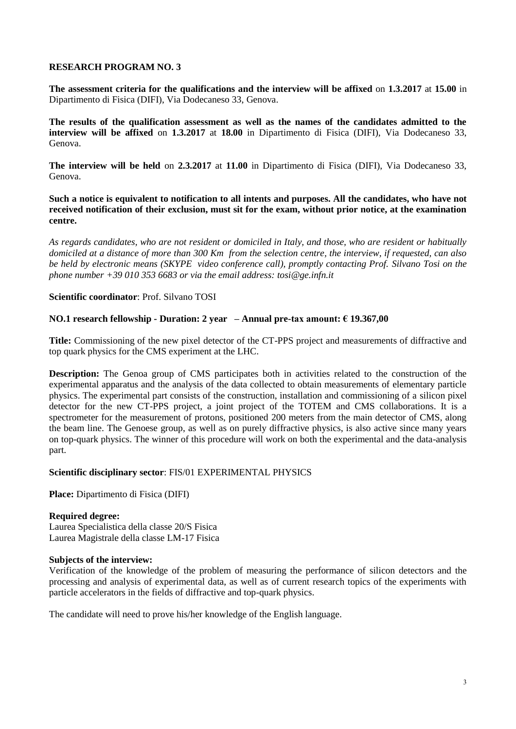## RESEARCH PROGRAM NO. 3

**The assessment criteria for the qualifications and the interview will be affixed** on **1.3.2017** at **15.00** in Dipartimento di Fisica (DIFI), Via Dodecaneso 33, Genova.

**The results of the qualification assessment as well as the names of the candidates admitted to the interview will be affixed** on **1.3.2017** at **18.00** in Dipartimento di Fisica (DIFI), Via Dodecaneso 33, Genova.

**The interview will be held** on **2.3.2017** at **11.00** in Dipartimento di Fisica (DIFI), Via Dodecaneso 33, Genova.

**Such a notice is equivalent to notification to all intents and purposes. All the candidates, who have not received notification of their exclusion, must sit for the exam, without prior notice, at the examination centre.**

*As regards candidates, who are not resident or domiciled in Italy, and those, who are resident or habitually domiciled at a distance of more than 300 Km from the selection centre, the interview, if requested, can also be held by electronic means (SKYPE video conference call), promptly contacting Prof. Silvano Tosi on the phone number +39 010 353 6683 or via the email address: tosi@ge.infn.it*

**Scientific coordinator**: Prof. Silvano TOSI

**NO.1 research fellowship - Duration: 2 year – Annual pre-tax amount: € 19.367,00**

**Title:** Commissioning of the new pixel detector of the CT-PPS project and measurements of diffractive and top quark physics for the CMS experiment at the LHC.

**Description:** The Genoa group of CMS participates both in activities related to the construction of the experimental apparatus and the analysis of the data collected to obtain measurements of elementary particle physics. The experimental part consists of the construction, installation and commissioning of a silicon pixel detector for the new CT-PPS project, a joint project of the TOTEM and CMS collaborations. It is a spectrometer for the measurement of protons, positioned 200 meters from the main detector of CMS, along the beam line. The Genoese group, as well as on purely diffractive physics, is also active since many years on top-quark physics. The winner of this procedure will work on both the experimental and the data-analysis part.

**Scientific disciplinary sector**: FIS/01 EXPERIMENTAL PHYSICS

**Place:** Dipartimento di Fisica (DIFI)

**Required degree:**
Laurea Specialistica della classe 20/S Fisica
Laurea Magistrale della classe LM-17 Fisica

**Subjects of the interview:**
Verification of the knowledge of the problem of measuring the performance of silicon detectors and the processing and analysis of experimental data, as well as of current research topics of the experiments with particle accelerators in the fields of diffractive and top-quark physics.

The candidate will need to prove his/her knowledge of the English language.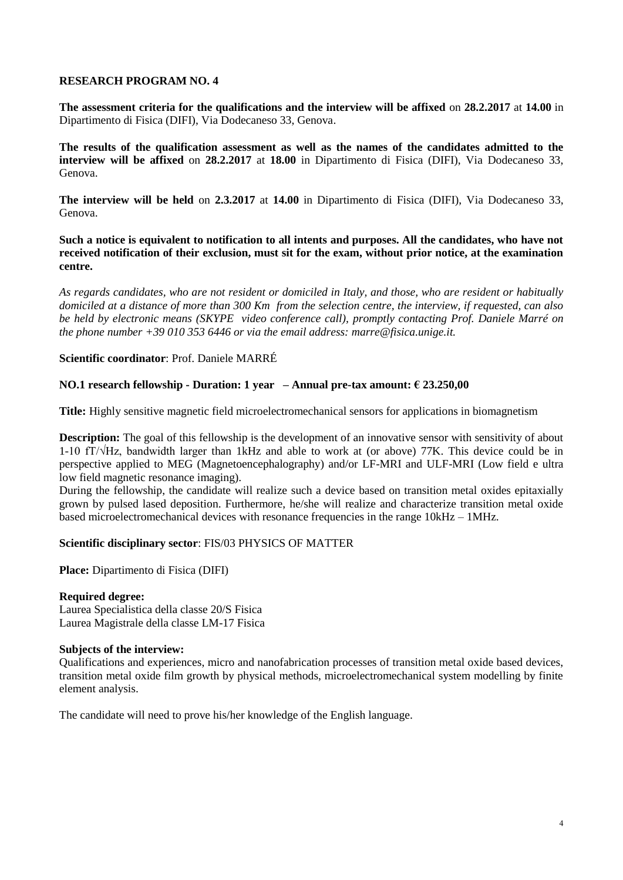**RESEARCH PROGRAM NO. 4**

**The assessment criteria for the qualifications and the interview will be affixed** on **28.2.2017** at **14.00** in Dipartimento di Fisica (DIFI), Via Dodecaneso 33, Genova.

**The results of the qualification assessment as well as the names of the candidates admitted to the interview will be affixed** on **28.2.2017** at **18.00** in Dipartimento di Fisica (DIFI), Via Dodecaneso 33, Genova.

**The interview will be held** on **2.3.2017** at **14.00** in Dipartimento di Fisica (DIFI), Via Dodecaneso 33, Genova.

**Such a notice is equivalent to notification to all intents and purposes. All the candidates, who have not received notification of their exclusion, must sit for the exam, without prior notice, at the examination centre.**

*As regards candidates, who are not resident or domiciled in Italy, and those, who are resident or habitually domiciled at a distance of more than 300 Km from the selection centre, the interview, if requested, can also be held by electronic means (SKYPE video conference call), promptly contacting Prof. Daniele Marré on the phone number +39 010 353 6446 or via the email address: marre@fisica.unige.it.*

**Scientific coordinator**: Prof. Daniele MARRÉ

**NO.1 research fellowship - Duration: 1 year – Annual pre-tax amount: € 23.250,00**

**Title:** Highly sensitive magnetic field microelectromechanical sensors for applications in biomagnetism

**Description:** The goal of this fellowship is the development of an innovative sensor with sensitivity of about 1-10 fT/√Hz, bandwidth larger than 1kHz and able to work at (or above) 77K. This device could be in perspective applied to MEG (Magnetoencephalography) and/or LF-MRI and ULF-MRI (Low field e ultra low field magnetic resonance imaging).

During the fellowship, the candidate will realize such a device based on transition metal oxides epitaxially grown by pulsed lased deposition. Furthermore, he/she will realize and characterize transition metal oxide based microelectromechanical devices with resonance frequencies in the range 10kHz – 1MHz.

**Scientific disciplinary sector**: FIS/03 PHYSICS OF MATTER

**Place:** Dipartimento di Fisica (DIFI)

**Required degree:**
Laurea Specialistica della classe 20/S Fisica
Laurea Magistrale della classe LM-17 Fisica

**Subjects of the interview:**
Qualifications and experiences, micro and nanofabrication processes of transition metal oxide based devices, transition metal oxide film growth by physical methods, microelectromechanical system modelling by finite element analysis.

The candidate will need to prove his/her knowledge of the English language.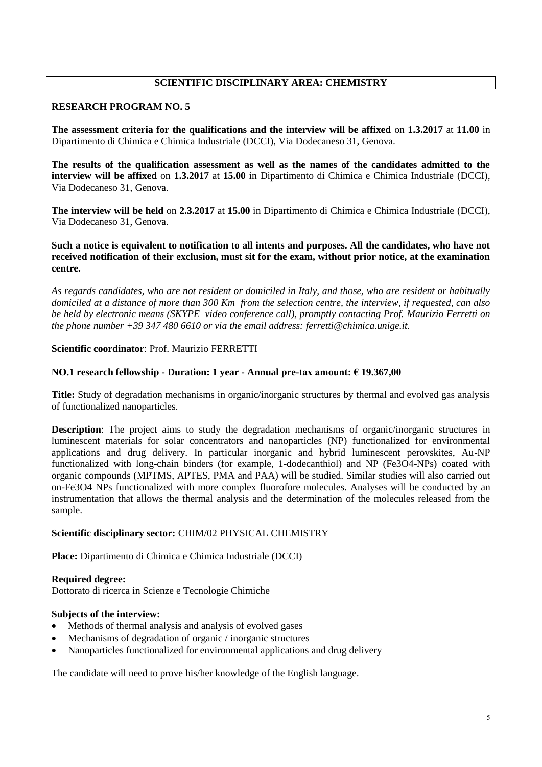## SCIENTIFIC DISCIPLINARY AREA: CHEMISTRY

### RESEARCH PROGRAM NO. 5

**The assessment criteria for the qualifications and the interview will be affixed** on **1.3.2017** at **11.00** in Dipartimento di Chimica e Chimica Industriale (DCCI), Via Dodecaneso 31, Genova.

**The results of the qualification assessment as well as the names of the candidates admitted to the interview will be affixed** on **1.3.2017** at **15.00** in Dipartimento di Chimica e Chimica Industriale (DCCI), Via Dodecaneso 31, Genova.

**The interview will be held** on **2.3.2017** at **15.00** in Dipartimento di Chimica e Chimica Industriale (DCCI), Via Dodecaneso 31, Genova.

**Such a notice is equivalent to notification to all intents and purposes. All the candidates, who have not received notification of their exclusion, must sit for the exam, without prior notice, at the examination centre.**

*As regards candidates, who are not resident or domiciled in Italy, and those, who are resident or habitually domiciled at a distance of more than 300 Km from the selection centre, the interview, if requested, can also be held by electronic means (SKYPE video conference call), promptly contacting Prof. Maurizio Ferretti on the phone number +39 347 480 6610 or via the email address: ferretti@chimica.unige.it.*

**Scientific coordinator**: Prof. Maurizio FERRETTI

**NO.1 research fellowship - Duration: 1 year - Annual pre-tax amount: € 19.367,00**

**Title:** Study of degradation mechanisms in organic/inorganic structures by thermal and evolved gas analysis of functionalized nanoparticles.

**Description**: The project aims to study the degradation mechanisms of organic/inorganic structures in luminescent materials for solar concentrators and nanoparticles (NP) functionalized for environmental applications and drug delivery. In particular inorganic and hybrid luminescent perovskites, Au-NP functionalized with long-chain binders (for example, 1-dodecanthiol) and NP ($Fe_3O_4$-NPs) coated with organic compounds (MPTMS, APTES, PMA and PAA) will be studied. Similar studies will also carried out on-$Fe_3O_4$ NPs functionalized with more complex fluorofore molecules. Analyses will be conducted by an instrumentation that allows the thermal analysis and the determination of the molecules released from the sample.

**Scientific disciplinary sector:** CHIM/02 PHYSICAL CHEMISTRY

**Place:** Dipartimento di Chimica e Chimica Industriale (DCCI)

**Required degree:**
Dottorato di ricerca in Scienze e Tecnologie Chimiche

**Subjects of the interview:**

- Methods of thermal analysis and analysis of evolved gases
- Mechanisms of degradation of organic / inorganic structures
- Nanoparticles functionalized for environmental applications and drug delivery

The candidate will need to prove his/her knowledge of the English language.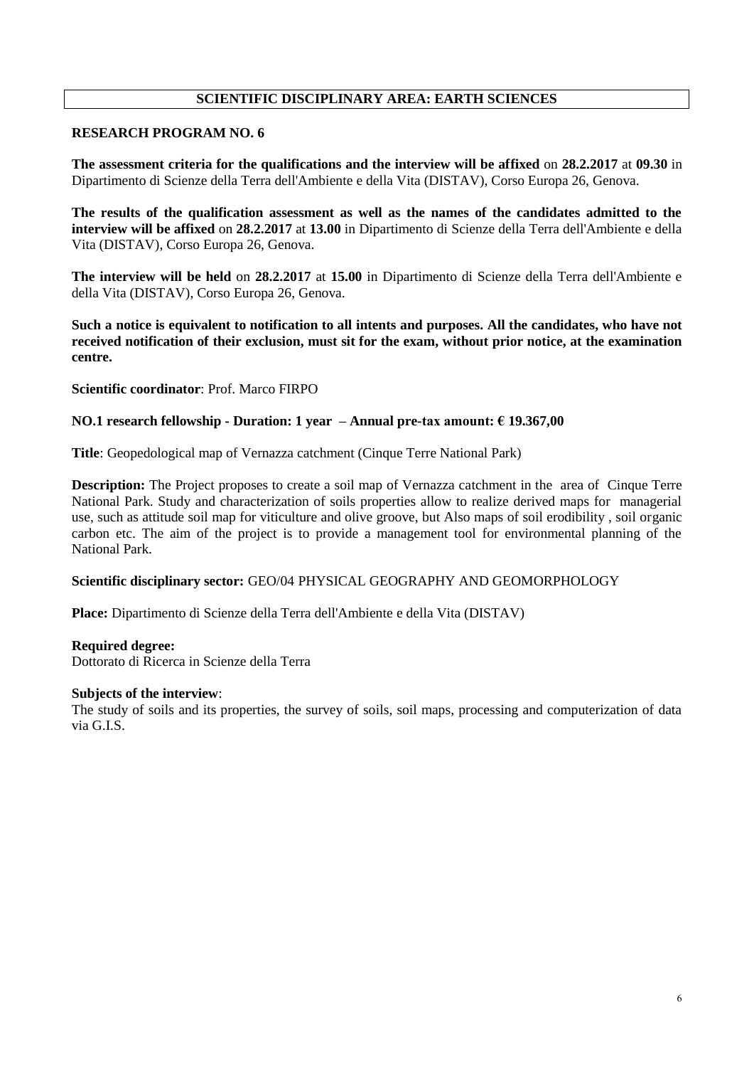## SCIENTIFIC DISCIPLINARY AREA: EARTH SCIENCES

### RESEARCH PROGRAM NO. 6

**The assessment criteria for the qualifications and the interview will be affixed** on **28.2.2017** at **09.30** in Dipartimento di Scienze della Terra dell'Ambiente e della Vita (DISTAV), Corso Europa 26, Genova.

**The results of the qualification assessment as well as the names of the candidates admitted to the interview will be affixed** on **28.2.2017** at **13.00** in Dipartimento di Scienze della Terra dell'Ambiente e della Vita (DISTAV), Corso Europa 26, Genova.

**The interview will be held** on **28.2.2017** at **15.00** in Dipartimento di Scienze della Terra dell'Ambiente e della Vita (DISTAV), Corso Europa 26, Genova.

**Such a notice is equivalent to notification to all intents and purposes. All the candidates, who have not received notification of their exclusion, must sit for the exam, without prior notice, at the examination centre.**

**Scientific coordinator**: Prof. Marco FIRPO

**NO.1 research fellowship - Duration: 1 year – Annual pre-tax amount: € 19.367,00**

**Title**: Geopedological map of Vernazza catchment (Cinque Terre National Park)

**Description:** The Project proposes to create a soil map of Vernazza catchment in the area of Cinque Terre National Park. Study and characterization of soils properties allow to realize derived maps for managerial use, such as attitude soil map for viticulture and olive groove, but Also maps of soil erodibility , soil organic carbon etc. The aim of the project is to provide a management tool for environmental planning of the National Park.

**Scientific disciplinary sector:** GEO/04 PHYSICAL GEOGRAPHY AND GEOMORPHOLOGY

**Place:** Dipartimento di Scienze della Terra dell'Ambiente e della Vita (DISTAV)

**Required degree:**
Dottorato di Ricerca in Scienze della Terra

**Subjects of the interview**:
The study of soils and its properties, the survey of soils, soil maps, processing and computerization of data via G.I.S.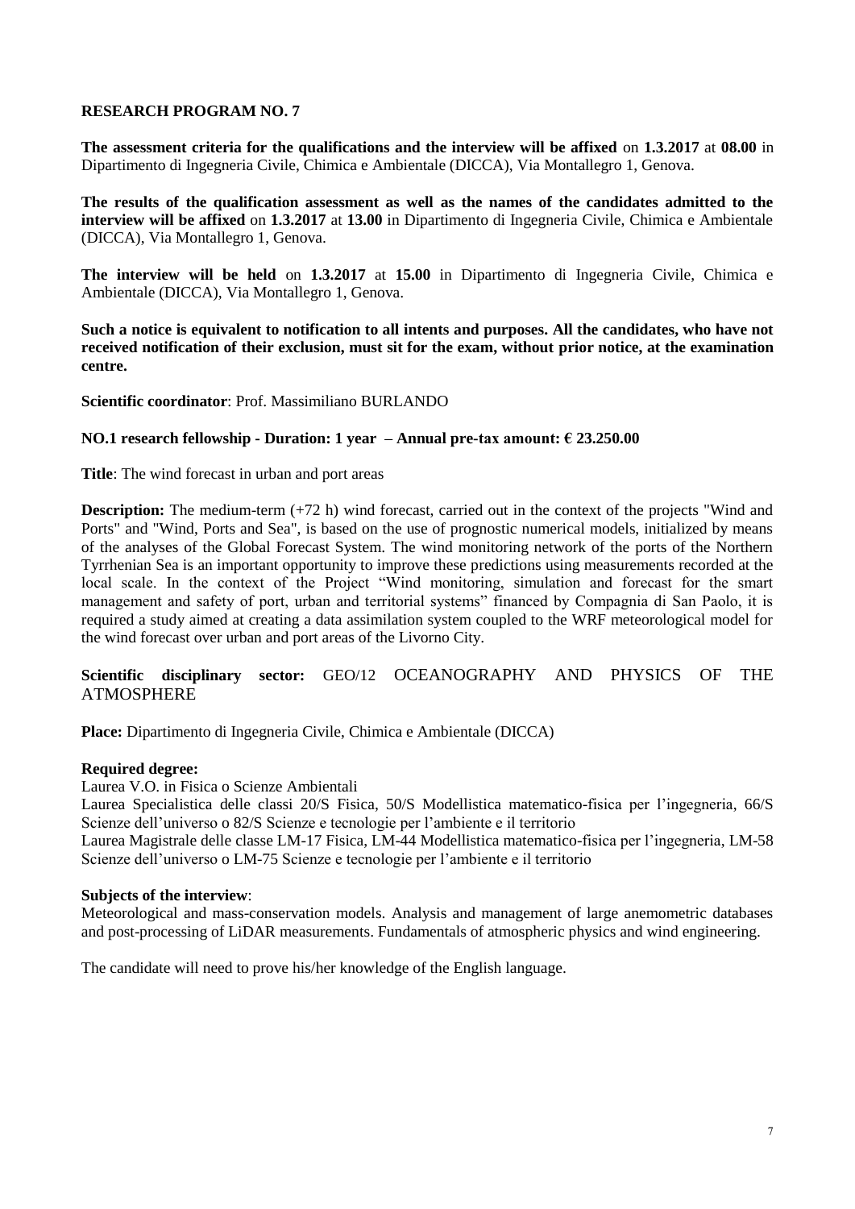**RESEARCH PROGRAM NO. 7**

**The assessment criteria for the qualifications and the interview will be affixed** on **1.3.2017** at **08.00** in Dipartimento di Ingegneria Civile, Chimica e Ambientale (DICCA), Via Montallegro 1, Genova.

**The results of the qualification assessment as well as the names of the candidates admitted to the interview will be affixed** on **1.3.2017** at **13.00** in Dipartimento di Ingegneria Civile, Chimica e Ambientale (DICCA), Via Montallegro 1, Genova.

**The interview will be held** on **1.3.2017** at **15.00** in Dipartimento di Ingegneria Civile, Chimica e Ambientale (DICCA), Via Montallegro 1, Genova.

**Such a notice is equivalent to notification to all intents and purposes. All the candidates, who have not received notification of their exclusion, must sit for the exam, without prior notice, at the examination centre.**

**Scientific coordinator**: Prof. Massimiliano BURLANDO

**NO.1 research fellowship - Duration: 1 year – Annual pre-tax amount: € 23.250.00**

**Title**: The wind forecast in urban and port areas

**Description:** The medium-term (+72 h) wind forecast, carried out in the context of the projects "Wind and Ports" and "Wind, Ports and Sea", is based on the use of prognostic numerical models, initialized by means of the analyses of the Global Forecast System. The wind monitoring network of the ports of the Northern Tyrrhenian Sea is an important opportunity to improve these predictions using measurements recorded at the local scale. In the context of the Project "Wind monitoring, simulation and forecast for the smart management and safety of port, urban and territorial systems" financed by Compagnia di San Paolo, it is required a study aimed at creating a data assimilation system coupled to the WRF meteorological model for the wind forecast over urban and port areas of the Livorno City.

**Scientific disciplinary sector:** GEO/12 OCEANOGRAPHY AND PHYSICS OF THE ATMOSPHERE

**Place:** Dipartimento di Ingegneria Civile, Chimica e Ambientale (DICCA)

**Required degree:**

Laurea V.O. in Fisica o Scienze Ambientali

Laurea Specialistica delle classi 20/S Fisica, 50/S Modellistica matematico-fisica per l'ingegneria, 66/S Scienze dell'universo o 82/S Scienze e tecnologie per l'ambiente e il territorio

Laurea Magistrale delle classe LM-17 Fisica, LM-44 Modellistica matematico-fisica per l'ingegneria, LM-58 Scienze dell'universo o LM-75 Scienze e tecnologie per l'ambiente e il territorio

**Subjects of the interview**:

Meteorological and mass-conservation models. Analysis and management of large anemometric databases and post-processing of LiDAR measurements. Fundamentals of atmospheric physics and wind engineering.

The candidate will need to prove his/her knowledge of the English language.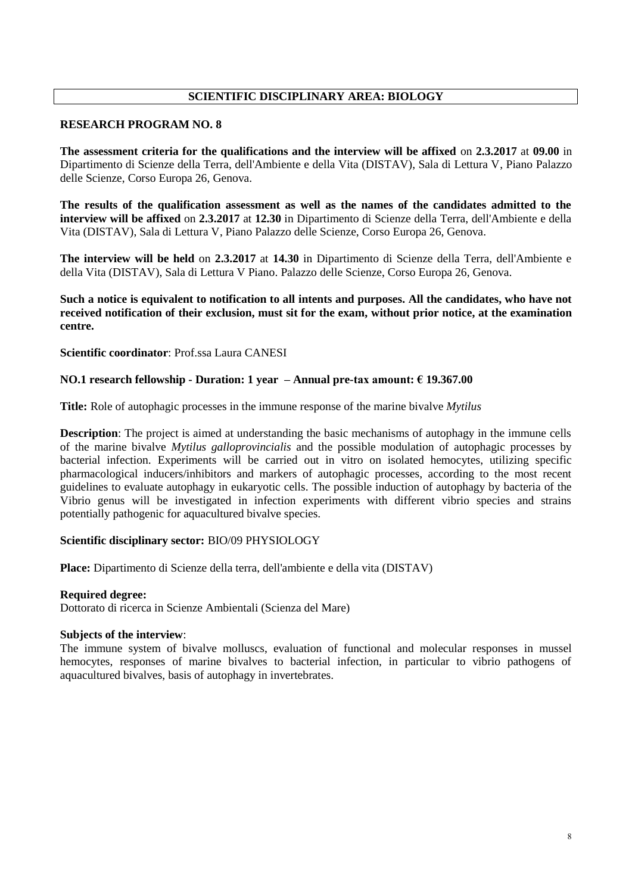## SCIENTIFIC DISCIPLINARY AREA: BIOLOGY

### RESEARCH PROGRAM NO. 8

**The assessment criteria for the qualifications and the interview will be affixed** on **2.3.2017** at **09.00** in Dipartimento di Scienze della Terra, dell'Ambiente e della Vita (DISTAV), Sala di Lettura V, Piano Palazzo delle Scienze, Corso Europa 26, Genova.

**The results of the qualification assessment as well as the names of the candidates admitted to the interview will be affixed** on **2.3.2017** at **12.30** in Dipartimento di Scienze della Terra, dell'Ambiente e della Vita (DISTAV), Sala di Lettura V, Piano Palazzo delle Scienze, Corso Europa 26, Genova.

**The interview will be held** on **2.3.2017** at **14.30** in Dipartimento di Scienze della Terra, dell'Ambiente e della Vita (DISTAV), Sala di Lettura V Piano. Palazzo delle Scienze, Corso Europa 26, Genova.

**Such a notice is equivalent to notification to all intents and purposes. All the candidates, who have not received notification of their exclusion, must sit for the exam, without prior notice, at the examination centre.**

**Scientific coordinator**: Prof.ssa Laura CANESI

**NO.1 research fellowship - Duration: 1 year – Annual pre-tax amount: € 19.367.00**

**Title:** Role of autophagic processes in the immune response of the marine bivalve *Mytilus*

**Description**: The project is aimed at understanding the basic mechanisms of autophagy in the immune cells of the marine bivalve *Mytilus galloprovincialis* and the possible modulation of autophagic processes by bacterial infection. Experiments will be carried out in vitro on isolated hemocytes, utilizing specific pharmacological inducers/inhibitors and markers of autophagic processes, according to the most recent guidelines to evaluate autophagy in eukaryotic cells. The possible induction of autophagy by bacteria of the Vibrio genus will be investigated in infection experiments with different vibrio species and strains potentially pathogenic for aquacultured bivalve species.

**Scientific disciplinary sector:** BIO/09 PHYSIOLOGY

**Place:** Dipartimento di Scienze della terra, dell'ambiente e della vita (DISTAV)

**Required degree:**
Dottorato di ricerca in Scienze Ambientali (Scienza del Mare)

**Subjects of the interview**:
The immune system of bivalve molluscs, evaluation of functional and molecular responses in mussel hemocytes, responses of marine bivalves to bacterial infection, in particular to vibrio pathogens of aquacultured bivalves, basis of autophagy in invertebrates.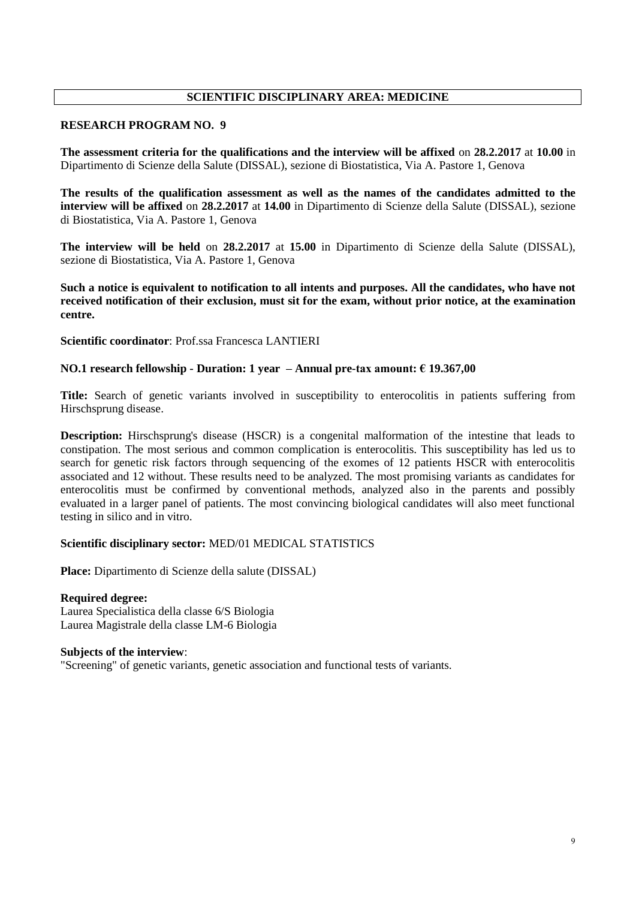## SCIENTIFIC DISCIPLINARY AREA: MEDICINE

### RESEARCH PROGRAM NO. 9

**The assessment criteria for the qualifications and the interview will be affixed** on **28.2.2017** at **10.00** in Dipartimento di Scienze della Salute (DISSAL), sezione di Biostatistica, Via A. Pastore 1, Genova

**The results of the qualification assessment as well as the names of the candidates admitted to the interview will be affixed** on **28.2.2017** at **14.00** in Dipartimento di Scienze della Salute (DISSAL), sezione di Biostatistica, Via A. Pastore 1, Genova

**The interview will be held** on **28.2.2017** at **15.00** in Dipartimento di Scienze della Salute (DISSAL), sezione di Biostatistica, Via A. Pastore 1, Genova

**Such a notice is equivalent to notification to all intents and purposes. All the candidates, who have not received notification of their exclusion, must sit for the exam, without prior notice, at the examination centre.**

**Scientific coordinator**: Prof.ssa Francesca LANTIERI

**NO.1 research fellowship - Duration: 1 year – Annual pre-tax amount: € 19.367,00**

**Title:** Search of genetic variants involved in susceptibility to enterocolitis in patients suffering from Hirschsprung disease.

**Description:** Hirschsprung's disease (HSCR) is a congenital malformation of the intestine that leads to constipation. The most serious and common complication is enterocolitis. This susceptibility has led us to search for genetic risk factors through sequencing of the exomes of 12 patients HSCR with enterocolitis associated and 12 without. These results need to be analyzed. The most promising variants as candidates for enterocolitis must be confirmed by conventional methods, analyzed also in the parents and possibly evaluated in a larger panel of patients. The most convincing biological candidates will also meet functional testing in silico and in vitro.

**Scientific disciplinary sector:** MED/01 MEDICAL STATISTICS

**Place:** Dipartimento di Scienze della salute (DISSAL)

**Required degree:**
Laurea Specialistica della classe 6/S Biologia
Laurea Magistrale della classe LM-6 Biologia

**Subjects of the interview**:
"Screening" of genetic variants, genetic association and functional tests of variants.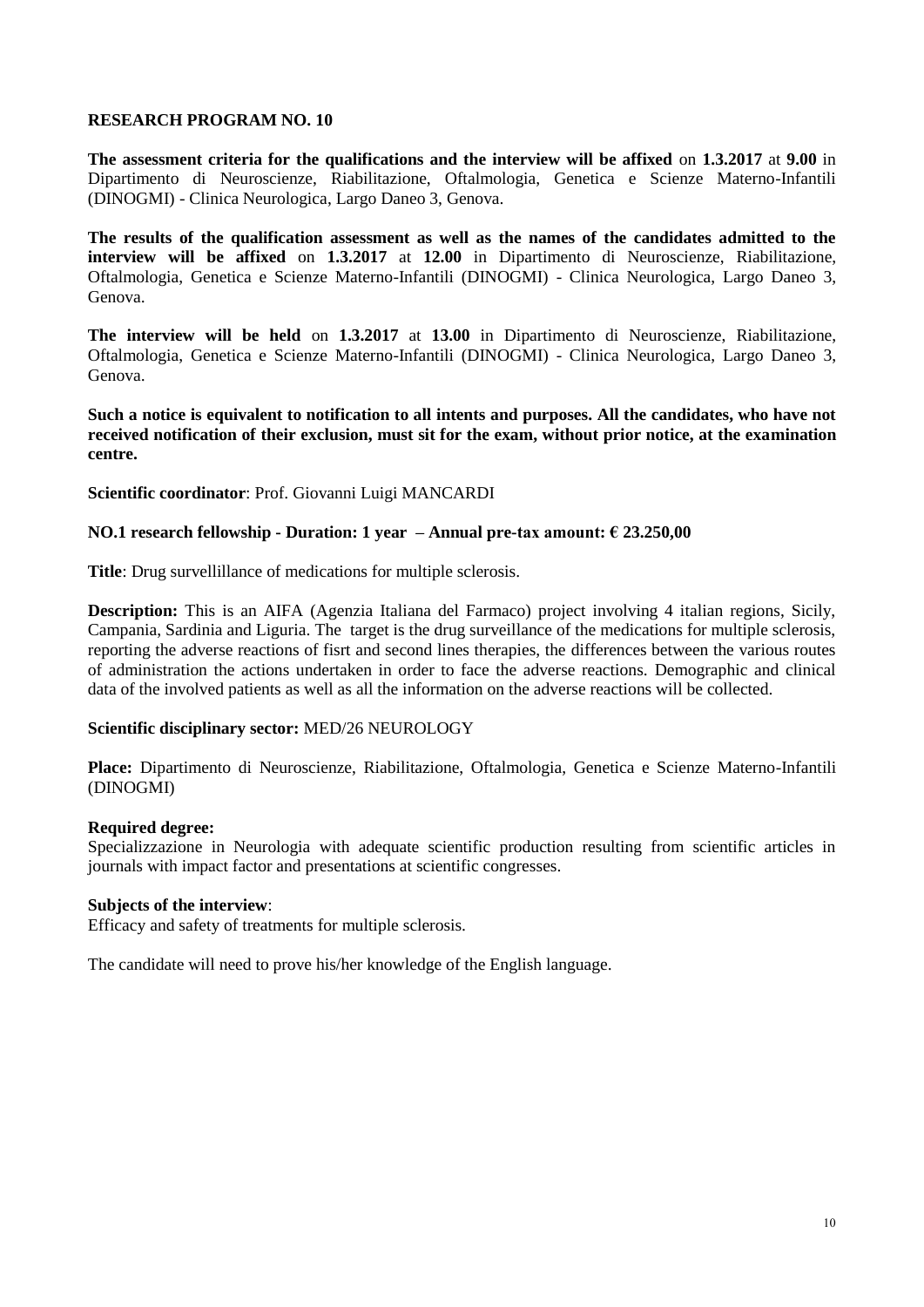## RESEARCH PROGRAM NO. 10

**The assessment criteria for the qualifications and the interview will be affixed** on **1.3.2017** at **9.00** in Dipartimento di Neuroscienze, Riabilitazione, Oftalmologia, Genetica e Scienze Materno-Infantili (DINOGMI) - Clinica Neurologica, Largo Daneo 3, Genova.

**The results of the qualification assessment as well as the names of the candidates admitted to the interview will be affixed** on **1.3.2017** at **12.00** in Dipartimento di Neuroscienze, Riabilitazione, Oftalmologia, Genetica e Scienze Materno-Infantili (DINOGMI) - Clinica Neurologica, Largo Daneo 3, Genova.

**The interview will be held** on **1.3.2017** at **13.00** in Dipartimento di Neuroscienze, Riabilitazione, Oftalmologia, Genetica e Scienze Materno-Infantili (DINOGMI) - Clinica Neurologica, Largo Daneo 3, Genova.

**Such a notice is equivalent to notification to all intents and purposes. All the candidates, who have not received notification of their exclusion, must sit for the exam, without prior notice, at the examination centre.**

**Scientific coordinator**: Prof. Giovanni Luigi MANCARDI

**NO.1 research fellowship - Duration: 1 year – Annual pre-tax amount: € 23.250,00**

**Title**: Drug survellillance of medications for multiple sclerosis.

**Description:** This is an AIFA (Agenzia Italiana del Farmaco) project involving 4 italian regions, Sicily, Campania, Sardinia and Liguria. The target is the drug surveillance of the medications for multiple sclerosis, reporting the adverse reactions of fisrt and second lines therapies, the differences between the various routes of administration the actions undertaken in order to face the adverse reactions. Demographic and clinical data of the involved patients as well as all the information on the adverse reactions will be collected.

**Scientific disciplinary sector:** MED/26 NEUROLOGY

**Place:** Dipartimento di Neuroscienze, Riabilitazione, Oftalmologia, Genetica e Scienze Materno-Infantili (DINOGMI)

**Required degree:**
Specializzazione in Neurologia with adequate scientific production resulting from scientific articles in journals with impact factor and presentations at scientific congresses.

**Subjects of the interview**:
Efficacy and safety of treatments for multiple sclerosis.

The candidate will need to prove his/her knowledge of the English language.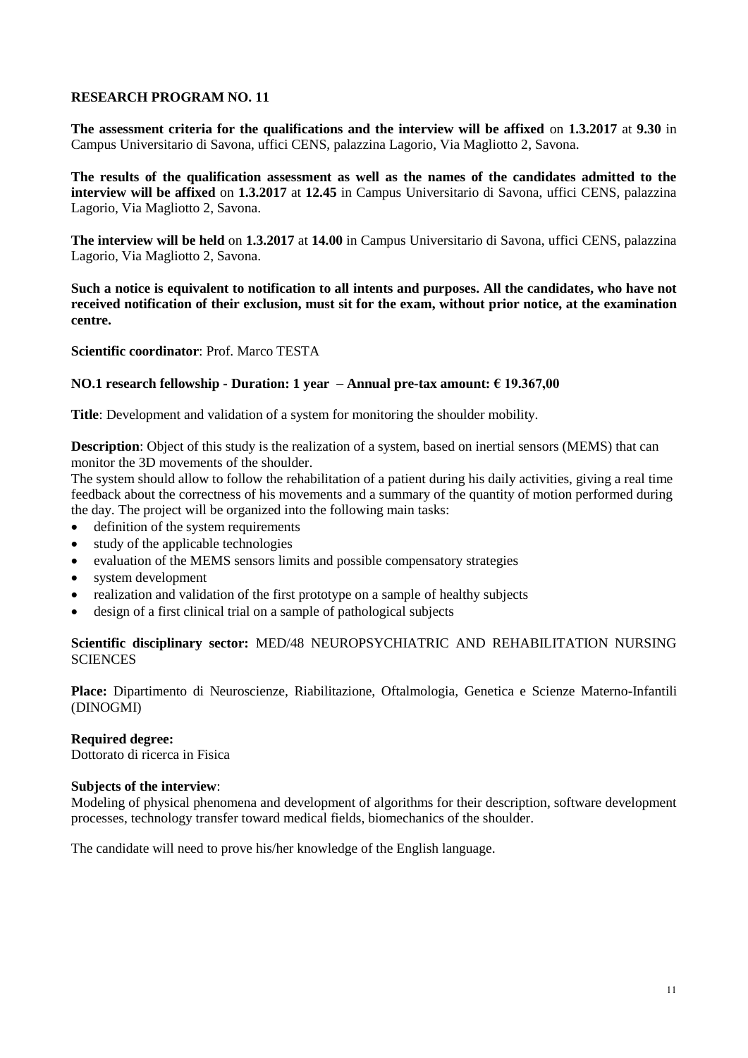**RESEARCH PROGRAM NO. 11**

**The assessment criteria for the qualifications and the interview will be affixed** on **1.3.2017** at **9.30** in Campus Universitario di Savona, uffici CENS, palazzina Lagorio, Via Magliotto 2, Savona.

**The results of the qualification assessment as well as the names of the candidates admitted to the interview will be affixed** on **1.3.2017** at **12.45** in Campus Universitario di Savona, uffici CENS, palazzina Lagorio, Via Magliotto 2, Savona.

**The interview will be held** on **1.3.2017** at **14.00** in Campus Universitario di Savona, uffici CENS, palazzina Lagorio, Via Magliotto 2, Savona.

**Such a notice is equivalent to notification to all intents and purposes. All the candidates, who have not received notification of their exclusion, must sit for the exam, without prior notice, at the examination centre.**

**Scientific coordinator**: Prof. Marco TESTA

**NO.1 research fellowship - Duration: 1 year – Annual pre-tax amount: € 19.367,00**

**Title**: Development and validation of a system for monitoring the shoulder mobility.

**Description**: Object of this study is the realization of a system, based on inertial sensors (MEMS) that can monitor the 3D movements of the shoulder.
The system should allow to follow the rehabilitation of a patient during his daily activities, giving a real time feedback about the correctness of his movements and a summary of the quantity of motion performed during the day. The project will be organized into the following main tasks:

- definition of the system requirements
- study of the applicable technologies
- evaluation of the MEMS sensors limits and possible compensatory strategies
- system development
- realization and validation of the first prototype on a sample of healthy subjects
- design of a first clinical trial on a sample of pathological subjects

**Scientific disciplinary sector:** MED/48 NEUROPSYCHIATRIC AND REHABILITATION NURSING SCIENCES

**Place:** Dipartimento di Neuroscienze, Riabilitazione, Oftalmologia, Genetica e Scienze Materno-Infantili (DINOGMI)

**Required degree:**
Dottorato di ricerca in Fisica

**Subjects of the interview**:
Modeling of physical phenomena and development of algorithms for their description, software development processes, technology transfer toward medical fields, biomechanics of the shoulder.

The candidate will need to prove his/her knowledge of the English language.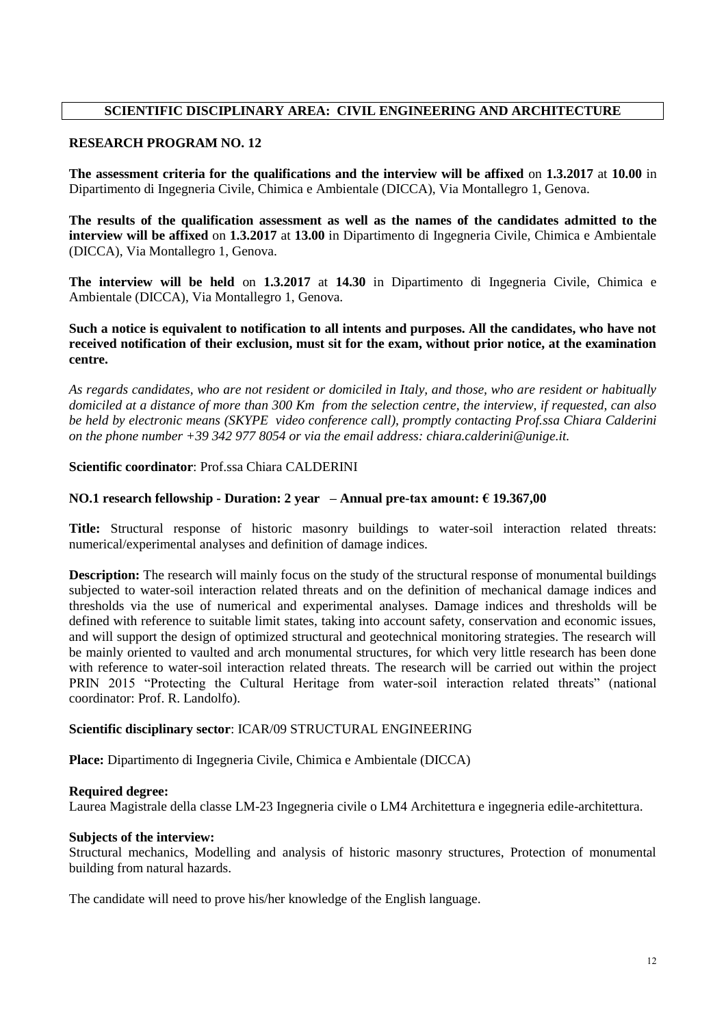## SCIENTIFIC DISCIPLINARY AREA: CIVIL ENGINEERING AND ARCHITECTURE

### RESEARCH PROGRAM NO. 12

**The assessment criteria for the qualifications and the interview will be affixed** on **1.3.2017** at **10.00** in Dipartimento di Ingegneria Civile, Chimica e Ambientale (DICCA), Via Montallegro 1, Genova.

**The results of the qualification assessment as well as the names of the candidates admitted to the interview will be affixed** on **1.3.2017** at **13.00** in Dipartimento di Ingegneria Civile, Chimica e Ambientale (DICCA), Via Montallegro 1, Genova.

**The interview will be held** on **1.3.2017** at **14.30** in Dipartimento di Ingegneria Civile, Chimica e Ambientale (DICCA), Via Montallegro 1, Genova.

**Such a notice is equivalent to notification to all intents and purposes. All the candidates, who have not received notification of their exclusion, must sit for the exam, without prior notice, at the examination centre.**

*As regards candidates, who are not resident or domiciled in Italy, and those, who are resident or habitually domiciled at a distance of more than 300 Km from the selection centre, the interview, if requested, can also be held by electronic means (SKYPE video conference call), promptly contacting Prof.ssa Chiara Calderini on the phone number +39 342 977 8054 or via the email address: chiara.calderini@unige.it.*

**Scientific coordinator**: Prof.ssa Chiara CALDERINI

**NO.1 research fellowship - Duration: 2 year – Annual pre-tax amount: € 19.367,00**

**Title:** Structural response of historic masonry buildings to water-soil interaction related threats: numerical/experimental analyses and definition of damage indices.

**Description:** The research will mainly focus on the study of the structural response of monumental buildings subjected to water-soil interaction related threats and on the definition of mechanical damage indices and thresholds via the use of numerical and experimental analyses. Damage indices and thresholds will be defined with reference to suitable limit states, taking into account safety, conservation and economic issues, and will support the design of optimized structural and geotechnical monitoring strategies. The research will be mainly oriented to vaulted and arch monumental structures, for which very little research has been done with reference to water-soil interaction related threats. The research will be carried out within the project PRIN 2015 "Protecting the Cultural Heritage from water-soil interaction related threats" (national coordinator: Prof. R. Landolfo).

**Scientific disciplinary sector**: ICAR/09 STRUCTURAL ENGINEERING

**Place:** Dipartimento di Ingegneria Civile, Chimica e Ambientale (DICCA)

**Required degree:**
Laurea Magistrale della classe LM-23 Ingegneria civile o LM4 Architettura e ingegneria edile-architettura.

**Subjects of the interview:**
Structural mechanics, Modelling and analysis of historic masonry structures, Protection of monumental building from natural hazards.

The candidate will need to prove his/her knowledge of the English language.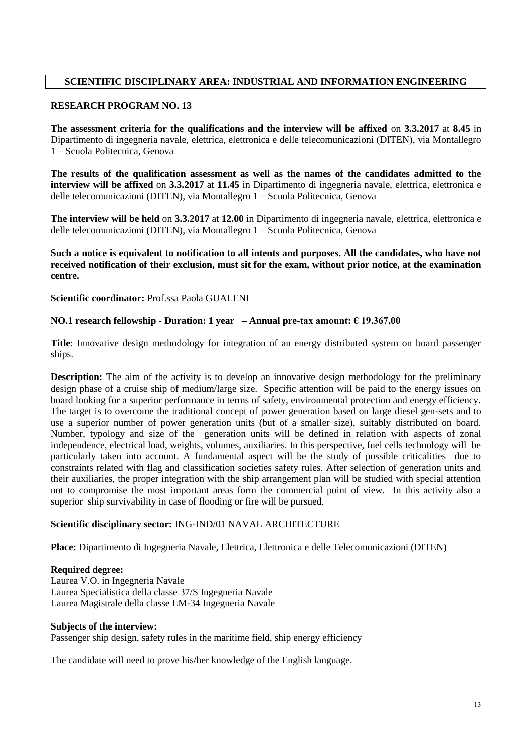## SCIENTIFIC DISCIPLINARY AREA: INDUSTRIAL AND INFORMATION ENGINEERING

### RESEARCH PROGRAM NO. 13

**The assessment criteria for the qualifications and the interview will be affixed** on **3.3.2017** at **8.45** in Dipartimento di ingegneria navale, elettrica, elettronica e delle telecomunicazioni (DITEN), via Montallegro 1 – Scuola Politecnica, Genova

**The results of the qualification assessment as well as the names of the candidates admitted to the interview will be affixed** on **3.3.2017** at **11.45** in Dipartimento di ingegneria navale, elettrica, elettronica e delle telecomunicazioni (DITEN), via Montallegro 1 – Scuola Politecnica, Genova

**The interview will be held** on **3.3.2017** at **12.00** in Dipartimento di ingegneria navale, elettrica, elettronica e delle telecomunicazioni (DITEN), via Montallegro 1 – Scuola Politecnica, Genova

**Such a notice is equivalent to notification to all intents and purposes. All the candidates, who have not received notification of their exclusion, must sit for the exam, without prior notice, at the examination centre.**

**Scientific coordinator:** Prof.ssa Paola GUALENI

**NO.1 research fellowship - Duration: 1 year – Annual pre-tax amount: € 19.367,00**

**Title**: Innovative design methodology for integration of an energy distributed system on board passenger ships.

**Description:** The aim of the activity is to develop an innovative design methodology for the preliminary design phase of a cruise ship of medium/large size. Specific attention will be paid to the energy issues on board looking for a superior performance in terms of safety, environmental protection and energy efficiency. The target is to overcome the traditional concept of power generation based on large diesel gen-sets and to use a superior number of power generation units (but of a smaller size), suitably distributed on board. Number, typology and size of the generation units will be defined in relation with aspects of zonal independence, electrical load, weights, volumes, auxiliaries. In this perspective, fuel cells technology will be particularly taken into account. A fundamental aspect will be the study of possible criticalities due to constraints related with flag and classification societies safety rules. After selection of generation units and their auxiliaries, the proper integration with the ship arrangement plan will be studied with special attention not to compromise the most important areas form the commercial point of view. In this activity also a superior ship survivability in case of flooding or fire will be pursued.

**Scientific disciplinary sector:** ING-IND/01 NAVAL ARCHITECTURE

**Place:** Dipartimento di Ingegneria Navale, Elettrica, Elettronica e delle Telecomunicazioni (DITEN)

**Required degree:**
Laurea V.O. in Ingegneria Navale
Laurea Specialistica della classe 37/S Ingegneria Navale
Laurea Magistrale della classe LM-34 Ingegneria Navale

**Subjects of the interview:**
Passenger ship design, safety rules in the maritime field, ship energy efficiency

The candidate will need to prove his/her knowledge of the English language.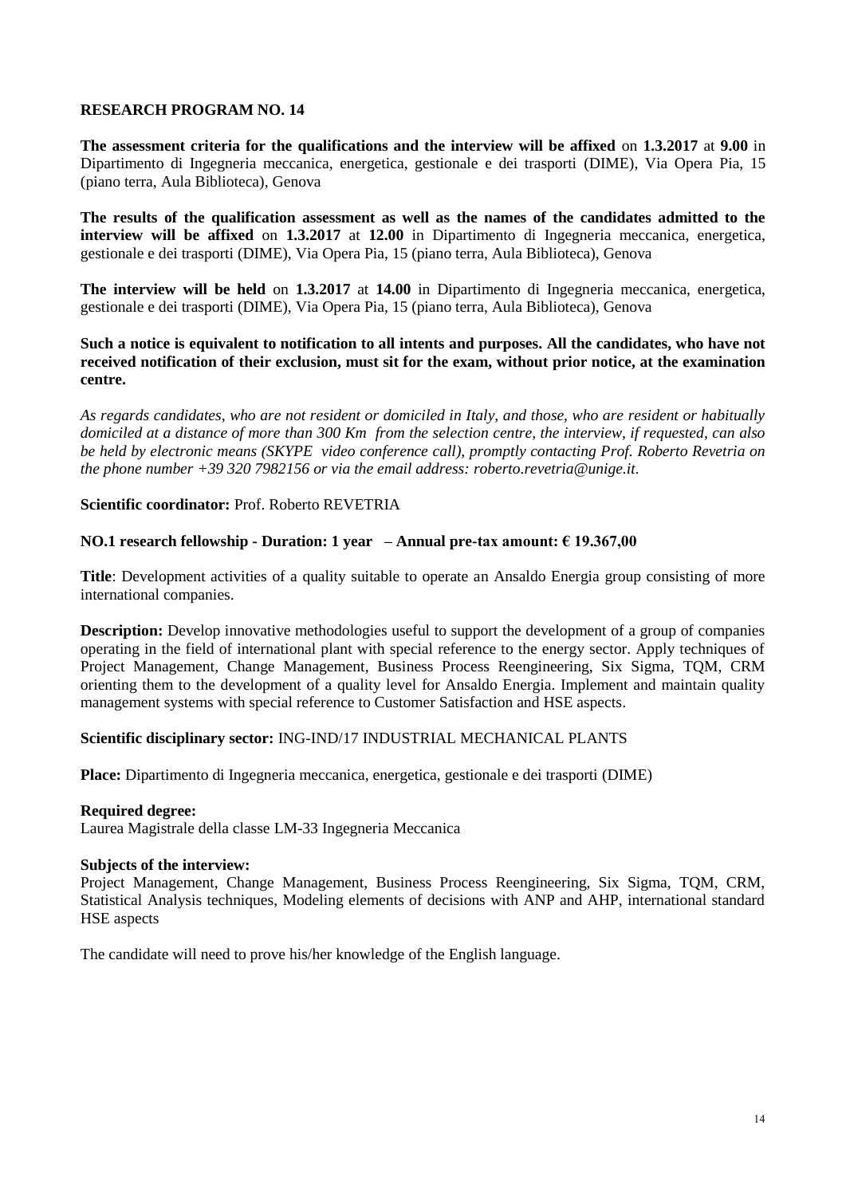**RESEARCH PROGRAM NO. 14**

**The assessment criteria for the qualifications and the interview will be affixed** on **1.3.2017** at **9.00** in Dipartimento di Ingegneria meccanica, energetica, gestionale e dei trasporti (DIME), Via Opera Pia, 15 (piano terra, Aula Biblioteca), Genova

**The results of the qualification assessment as well as the names of the candidates admitted to the interview will be affixed** on **1.3.2017** at **12.00** in Dipartimento di Ingegneria meccanica, energetica, gestionale e dei trasporti (DIME), Via Opera Pia, 15 (piano terra, Aula Biblioteca), Genova

**The interview will be held** on **1.3.2017** at **14.00** in Dipartimento di Ingegneria meccanica, energetica, gestionale e dei trasporti (DIME), Via Opera Pia, 15 (piano terra, Aula Biblioteca), Genova

**Such a notice is equivalent to notification to all intents and purposes. All the candidates, who have not received notification of their exclusion, must sit for the exam, without prior notice, at the examination centre.**

*As regards candidates, who are not resident or domiciled in Italy, and those, who are resident or habitually domiciled at a distance of more than 300 Km from the selection centre, the interview, if requested, can also be held by electronic means (SKYPE video conference call), promptly contacting Prof. Roberto Revetria on the phone number +39 320 7982156 or via the email address: roberto.revetria@unige.it.*

**Scientific coordinator:** Prof. Roberto REVETRIA

**NO.1 research fellowship - Duration: 1 year – Annual pre-tax amount: € 19.367,00**

**Title**: Development activities of a quality suitable to operate an Ansaldo Energia group consisting of more international companies.

**Description:** Develop innovative methodologies useful to support the development of a group of companies operating in the field of international plant with special reference to the energy sector. Apply techniques of Project Management, Change Management, Business Process Reengineering, Six Sigma, TQM, CRM orienting them to the development of a quality level for Ansaldo Energia. Implement and maintain quality management systems with special reference to Customer Satisfaction and HSE aspects.

**Scientific disciplinary sector:** ING-IND/17 INDUSTRIAL MECHANICAL PLANTS

**Place:** Dipartimento di Ingegneria meccanica, energetica, gestionale e dei trasporti (DIME)

**Required degree:**
Laurea Magistrale della classe LM-33 Ingegneria Meccanica

**Subjects of the interview:**
Project Management, Change Management, Business Process Reengineering, Six Sigma, TQM, CRM, Statistical Analysis techniques, Modeling elements of decisions with ANP and AHP, international standard HSE aspects

The candidate will need to prove his/her knowledge of the English language.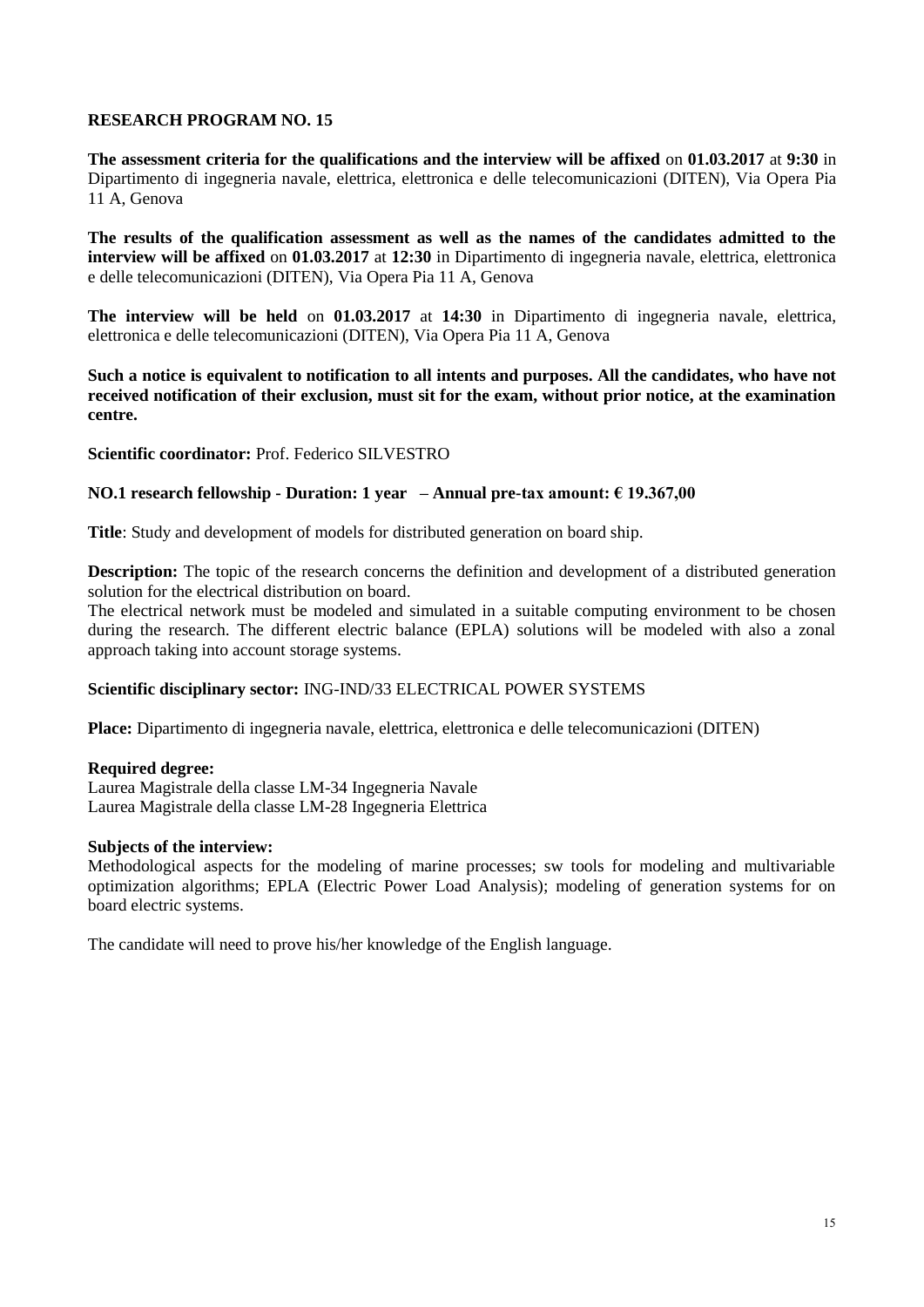**RESEARCH PROGRAM NO. 15**

**The assessment criteria for the qualifications and the interview will be affixed** on **01.03.2017** at **9:30** in Dipartimento di ingegneria navale, elettrica, elettronica e delle telecomunicazioni (DITEN), Via Opera Pia 11 A, Genova

**The results of the qualification assessment as well as the names of the candidates admitted to the interview will be affixed** on **01.03.2017** at **12:30** in Dipartimento di ingegneria navale, elettrica, elettronica e delle telecomunicazioni (DITEN), Via Opera Pia 11 A, Genova

**The interview will be held** on **01.03.2017** at **14:30** in Dipartimento di ingegneria navale, elettrica, elettronica e delle telecomunicazioni (DITEN), Via Opera Pia 11 A, Genova

**Such a notice is equivalent to notification to all intents and purposes. All the candidates, who have not received notification of their exclusion, must sit for the exam, without prior notice, at the examination centre.**

**Scientific coordinator:** Prof. Federico SILVESTRO

**NO.1 research fellowship - Duration: 1 year – Annual pre-tax amount: € 19.367,00**

**Title**: Study and development of models for distributed generation on board ship.

**Description:** The topic of the research concerns the definition and development of a distributed generation solution for the electrical distribution on board.
The electrical network must be modeled and simulated in a suitable computing environment to be chosen during the research. The different electric balance (EPLA) solutions will be modeled with also a zonal approach taking into account storage systems.

**Scientific disciplinary sector:** ING-IND/33 ELECTRICAL POWER SYSTEMS

**Place:** Dipartimento di ingegneria navale, elettrica, elettronica e delle telecomunicazioni (DITEN)

**Required degree:**
Laurea Magistrale della classe LM-34 Ingegneria Navale
Laurea Magistrale della classe LM-28 Ingegneria Elettrica

**Subjects of the interview:**
Methodological aspects for the modeling of marine processes; sw tools for modeling and multivariable optimization algorithms; EPLA (Electric Power Load Analysis); modeling of generation systems for on board electric systems.

The candidate will need to prove his/her knowledge of the English language.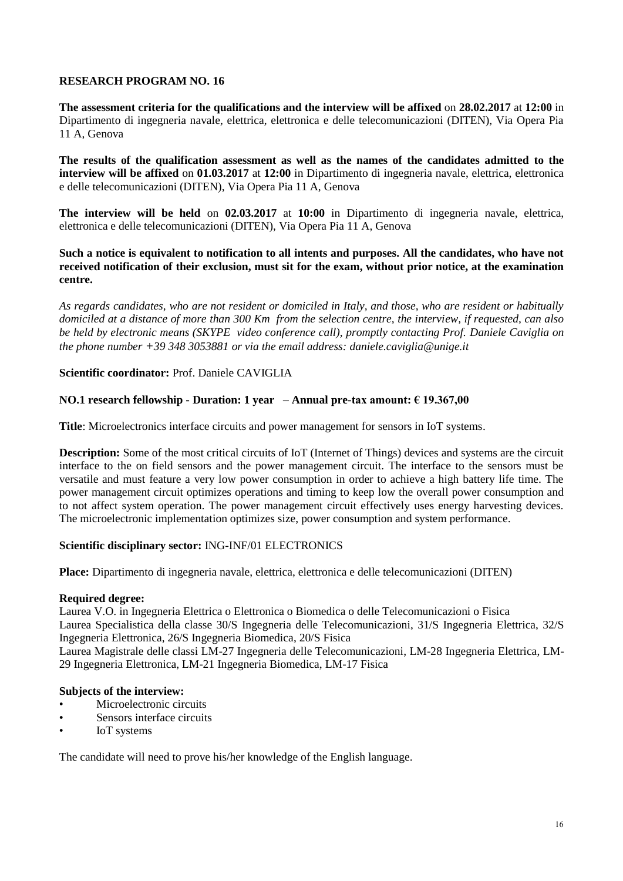**RESEARCH PROGRAM NO. 16**

**The assessment criteria for the qualifications and the interview will be affixed** on **28.02.2017** at **12:00** in Dipartimento di ingegneria navale, elettrica, elettronica e delle telecomunicazioni (DITEN), Via Opera Pia 11 A, Genova

**The results of the qualification assessment as well as the names of the candidates admitted to the interview will be affixed** on **01.03.2017** at **12:00** in Dipartimento di ingegneria navale, elettrica, elettronica e delle telecomunicazioni (DITEN), Via Opera Pia 11 A, Genova

**The interview will be held** on **02.03.2017** at **10:00** in Dipartimento di ingegneria navale, elettrica, elettronica e delle telecomunicazioni (DITEN), Via Opera Pia 11 A, Genova

**Such a notice is equivalent to notification to all intents and purposes. All the candidates, who have not received notification of their exclusion, must sit for the exam, without prior notice, at the examination centre.**

*As regards candidates, who are not resident or domiciled in Italy, and those, who are resident or habitually domiciled at a distance of more than 300 Km from the selection centre, the interview, if requested, can also be held by electronic means (SKYPE video conference call), promptly contacting Prof. Daniele Caviglia on the phone number +39 348 3053881 or via the email address: daniele.caviglia@unige.it*

**Scientific coordinator:** Prof. Daniele CAVIGLIA

**NO.1 research fellowship - Duration: 1 year – Annual pre-tax amount: € 19.367,00**

**Title**: Microelectronics interface circuits and power management for sensors in IoT systems.

**Description:** Some of the most critical circuits of IoT (Internet of Things) devices and systems are the circuit interface to the on field sensors and the power management circuit. The interface to the sensors must be versatile and must feature a very low power consumption in order to achieve a high battery life time. The power management circuit optimizes operations and timing to keep low the overall power consumption and to not affect system operation. The power management circuit effectively uses energy harvesting devices. The microelectronic implementation optimizes size, power consumption and system performance.

**Scientific disciplinary sector:** ING-INF/01 ELECTRONICS

**Place:** Dipartimento di ingegneria navale, elettrica, elettronica e delle telecomunicazioni (DITEN)

**Required degree:**
Laurea V.O. in Ingegneria Elettrica o Elettronica o Biomedica o delle Telecomunicazioni o Fisica
Laurea Specialistica della classe 30/S Ingegneria delle Telecomunicazioni, 31/S Ingegneria Elettrica, 32/S Ingegneria Elettronica, 26/S Ingegneria Biomedica, 20/S Fisica
Laurea Magistrale delle classi LM-27 Ingegneria delle Telecomunicazioni, LM-28 Ingegneria Elettrica, LM-29 Ingegneria Elettronica, LM-21 Ingegneria Biomedica, LM-17 Fisica

**Subjects of the interview:**
- Microelectronic circuits
- Sensors interface circuits
- IoT systems

The candidate will need to prove his/her knowledge of the English language.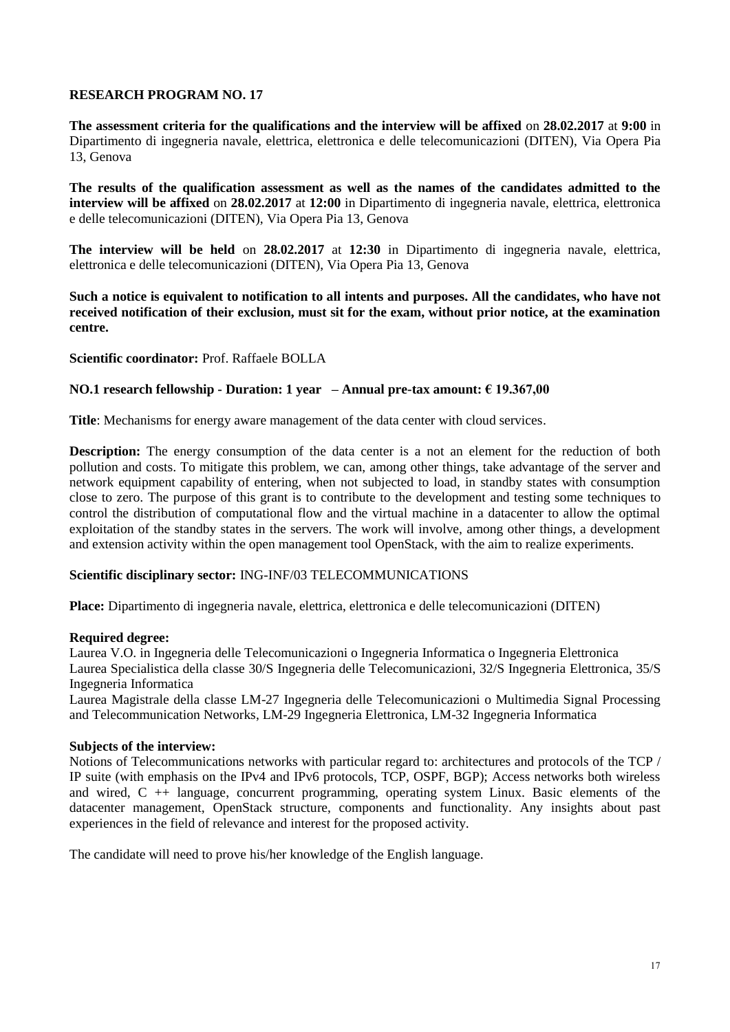## RESEARCH PROGRAM NO. 17

**The assessment criteria for the qualifications and the interview will be affixed** on **28.02.2017** at **9:00** in Dipartimento di ingegneria navale, elettrica, elettronica e delle telecomunicazioni (DITEN), Via Opera Pia 13, Genova

**The results of the qualification assessment as well as the names of the candidates admitted to the interview will be affixed** on **28.02.2017** at **12:00** in Dipartimento di ingegneria navale, elettrica, elettronica e delle telecomunicazioni (DITEN), Via Opera Pia 13, Genova

**The interview will be held** on **28.02.2017** at **12:30** in Dipartimento di ingegneria navale, elettrica, elettronica e delle telecomunicazioni (DITEN), Via Opera Pia 13, Genova

**Such a notice is equivalent to notification to all intents and purposes. All the candidates, who have not received notification of their exclusion, must sit for the exam, without prior notice, at the examination centre.**

**Scientific coordinator:** Prof. Raffaele BOLLA

**NO.1 research fellowship - Duration: 1 year – Annual pre-tax amount: € 19.367,00**

**Title**: Mechanisms for energy aware management of the data center with cloud services.

**Description:** The energy consumption of the data center is a not an element for the reduction of both pollution and costs. To mitigate this problem, we can, among other things, take advantage of the server and network equipment capability of entering, when not subjected to load, in standby states with consumption close to zero. The purpose of this grant is to contribute to the development and testing some techniques to control the distribution of computational flow and the virtual machine in a datacenter to allow the optimal exploitation of the standby states in the servers. The work will involve, among other things, a development and extension activity within the open management tool OpenStack, with the aim to realize experiments.

**Scientific disciplinary sector:** ING-INF/03 TELECOMMUNICATIONS

**Place:** Dipartimento di ingegneria navale, elettrica, elettronica e delle telecomunicazioni (DITEN)

**Required degree:**
Laurea V.O. in Ingegneria delle Telecomunicazioni o Ingegneria Informatica o Ingegneria Elettronica
Laurea Specialistica della classe 30/S Ingegneria delle Telecomunicazioni, 32/S Ingegneria Elettronica, 35/S Ingegneria Informatica
Laurea Magistrale della classe LM-27 Ingegneria delle Telecomunicazioni o Multimedia Signal Processing and Telecommunication Networks, LM-29 Ingegneria Elettronica, LM-32 Ingegneria Informatica

**Subjects of the interview:**
Notions of Telecommunications networks with particular regard to: architectures and protocols of the TCP / IP suite (with emphasis on the IPv4 and IPv6 protocols, TCP, OSPF, BGP); Access networks both wireless and wired, C ++ language, concurrent programming, operating system Linux. Basic elements of the datacenter management, OpenStack structure, components and functionality. Any insights about past experiences in the field of relevance and interest for the proposed activity.

The candidate will need to prove his/her knowledge of the English language.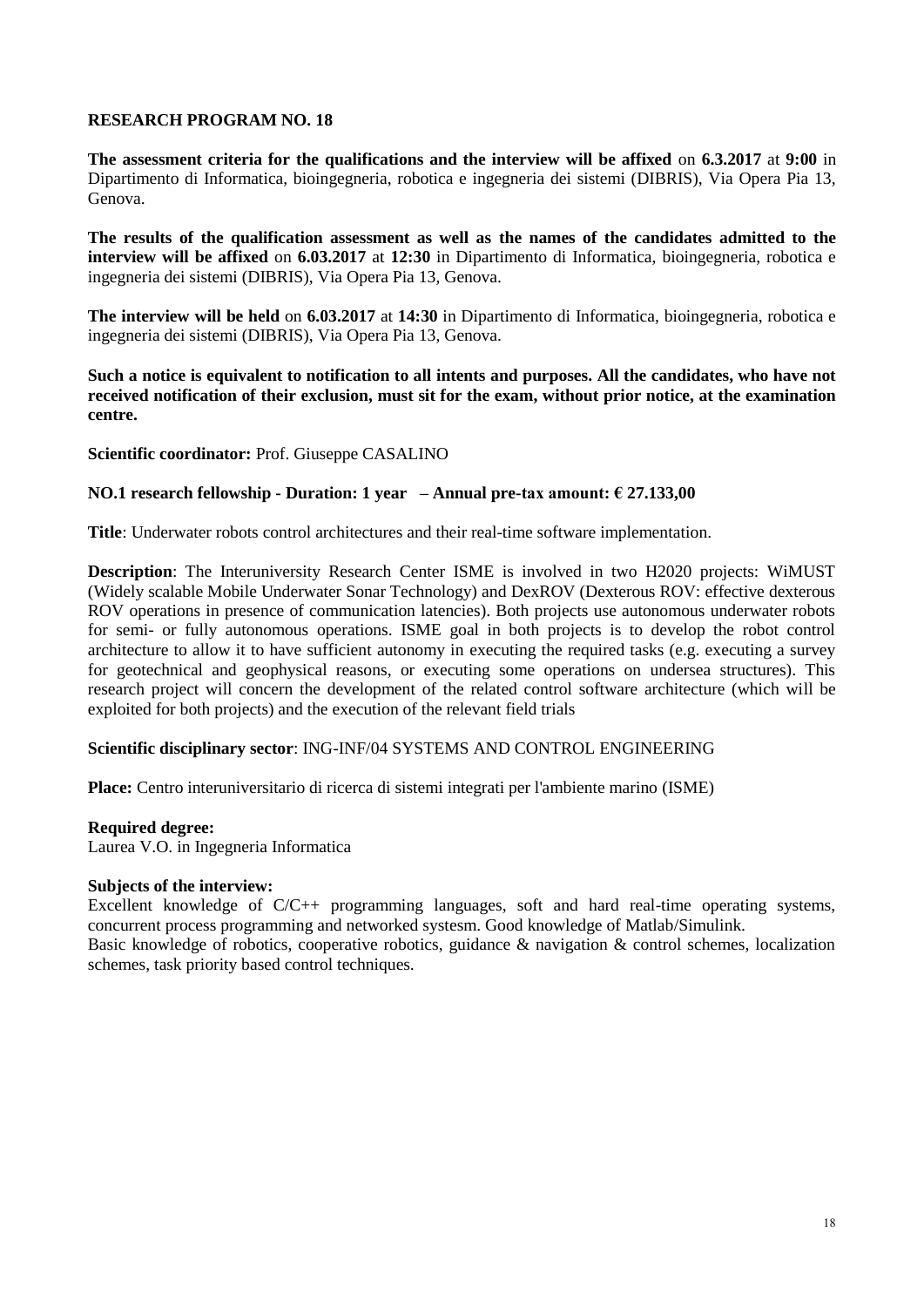**RESEARCH PROGRAM NO. 18**

**The assessment criteria for the qualifications and the interview will be affixed** on **6.3.2017** at **9:00** in Dipartimento di Informatica, bioingegneria, robotica e ingegneria dei sistemi (DIBRIS), Via Opera Pia 13, Genova.

**The results of the qualification assessment as well as the names of the candidates admitted to the interview will be affixed** on **6.03.2017** at **12:30** in Dipartimento di Informatica, bioingegneria, robotica e ingegneria dei sistemi (DIBRIS), Via Opera Pia 13, Genova.

**The interview will be held** on **6.03.2017** at **14:30** in Dipartimento di Informatica, bioingegneria, robotica e ingegneria dei sistemi (DIBRIS), Via Opera Pia 13, Genova.

**Such a notice is equivalent to notification to all intents and purposes. All the candidates, who have not received notification of their exclusion, must sit for the exam, without prior notice, at the examination centre.**

**Scientific coordinator:** Prof. Giuseppe CASALINO

**NO.1 research fellowship - Duration: 1 year – Annual pre-tax amount: € 27.133,00**

**Title**: Underwater robots control architectures and their real-time software implementation.

**Description**: The Interuniversity Research Center ISME is involved in two H2020 projects: WiMUST (Widely scalable Mobile Underwater Sonar Technology) and DexROV (Dexterous ROV: effective dexterous ROV operations in presence of communication latencies). Both projects use autonomous underwater robots for semi- or fully autonomous operations. ISME goal in both projects is to develop the robot control architecture to allow it to have sufficient autonomy in executing the required tasks (e.g. executing a survey for geotechnical and geophysical reasons, or executing some operations on undersea structures). This research project will concern the development of the related control software architecture (which will be exploited for both projects) and the execution of the relevant field trials

**Scientific disciplinary sector**: ING-INF/04 SYSTEMS AND CONTROL ENGINEERING

**Place:** Centro interuniversitario di ricerca di sistemi integrati per l'ambiente marino (ISME)

**Required degree:**
Laurea V.O. in Ingegneria Informatica

**Subjects of the interview:**
Excellent knowledge of C/C++ programming languages, soft and hard real-time operating systems, concurrent process programming and networked systesm. Good knowledge of Matlab/Simulink.
Basic knowledge of robotics, cooperative robotics, guidance & navigation & control schemes, localization schemes, task priority based control techniques.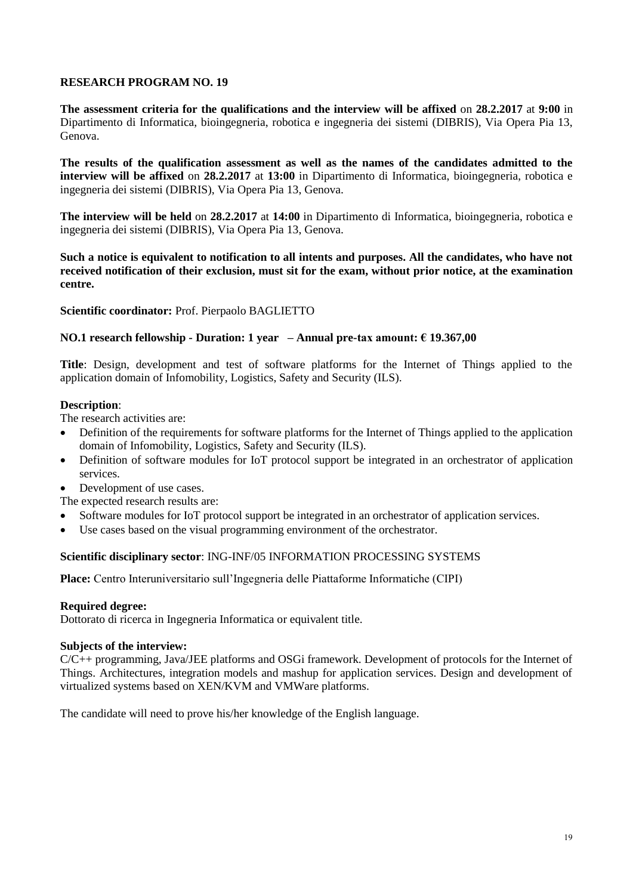**RESEARCH PROGRAM NO. 19**

**The assessment criteria for the qualifications and the interview will be affixed** on **28.2.2017** at **9:00** in Dipartimento di Informatica, bioingegneria, robotica e ingegneria dei sistemi (DIBRIS), Via Opera Pia 13, Genova.

**The results of the qualification assessment as well as the names of the candidates admitted to the interview will be affixed** on **28.2.2017** at **13:00** in Dipartimento di Informatica, bioingegneria, robotica e ingegneria dei sistemi (DIBRIS), Via Opera Pia 13, Genova.

**The interview will be held** on **28.2.2017** at **14:00** in Dipartimento di Informatica, bioingegneria, robotica e ingegneria dei sistemi (DIBRIS), Via Opera Pia 13, Genova.

**Such a notice is equivalent to notification to all intents and purposes. All the candidates, who have not received notification of their exclusion, must sit for the exam, without prior notice, at the examination centre.**

**Scientific coordinator:** Prof. Pierpaolo BAGLIETTO

**NO.1 research fellowship - Duration: 1 year – Annual pre-tax amount: € 19.367,00**

**Title**: Design, development and test of software platforms for the Internet of Things applied to the application domain of Infomobility, Logistics, Safety and Security (ILS).

**Description**:

The research activities are:

- Definition of the requirements for software platforms for the Internet of Things applied to the application domain of Infomobility, Logistics, Safety and Security (ILS).
- Definition of software modules for IoT protocol support be integrated in an orchestrator of application services.
- Development of use cases.

The expected research results are:

- Software modules for IoT protocol support be integrated in an orchestrator of application services.
- Use cases based on the visual programming environment of the orchestrator.

**Scientific disciplinary sector**: ING-INF/05 INFORMATION PROCESSING SYSTEMS

**Place:** Centro Interuniversitario sull'Ingegneria delle Piattaforme Informatiche (CIPI)

**Required degree:**

Dottorato di ricerca in Ingegneria Informatica or equivalent title.

**Subjects of the interview:**

C/C++ programming, Java/JEE platforms and OSGi framework. Development of protocols for the Internet of Things. Architectures, integration models and mashup for application services. Design and development of virtualized systems based on XEN/KVM and VMWare platforms.

The candidate will need to prove his/her knowledge of the English language.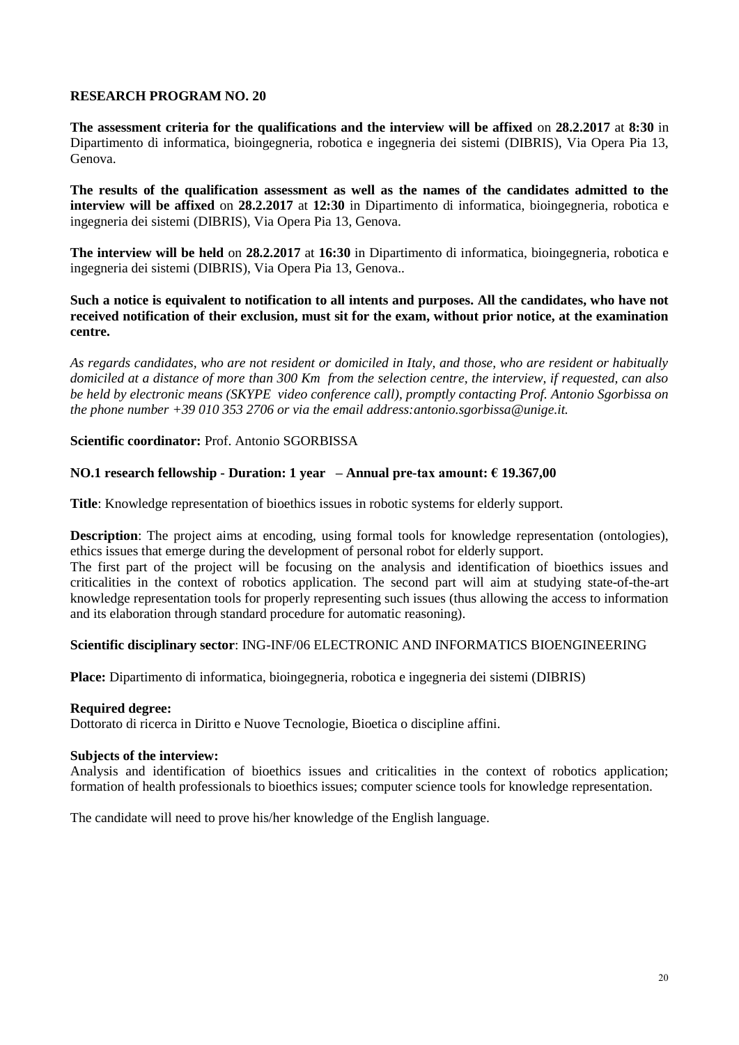**RESEARCH PROGRAM NO. 20**

**The assessment criteria for the qualifications and the interview will be affixed** on **28.2.2017** at **8:30** in Dipartimento di informatica, bioingegneria, robotica e ingegneria dei sistemi (DIBRIS), Via Opera Pia 13, Genova.

**The results of the qualification assessment as well as the names of the candidates admitted to the interview will be affixed** on **28.2.2017** at **12:30** in Dipartimento di informatica, bioingegneria, robotica e ingegneria dei sistemi (DIBRIS), Via Opera Pia 13, Genova.

**The interview will be held** on **28.2.2017** at **16:30** in Dipartimento di informatica, bioingegneria, robotica e ingegneria dei sistemi (DIBRIS), Via Opera Pia 13, Genova..

**Such a notice is equivalent to notification to all intents and purposes. All the candidates, who have not received notification of their exclusion, must sit for the exam, without prior notice, at the examination centre.**

*As regards candidates, who are not resident or domiciled in Italy, and those, who are resident or habitually domiciled at a distance of more than 300 Km from the selection centre, the interview, if requested, can also be held by electronic means (SKYPE video conference call), promptly contacting Prof. Antonio Sgorbissa on the phone number +39 010 353 2706 or via the email address:antonio.sgorbissa@unige.it.*

**Scientific coordinator:** Prof. Antonio SGORBISSA

**NO.1 research fellowship - Duration: 1 year – Annual pre-tax amount: € 19.367,00**

**Title**: Knowledge representation of bioethics issues in robotic systems for elderly support.

**Description**: The project aims at encoding, using formal tools for knowledge representation (ontologies), ethics issues that emerge during the development of personal robot for elderly support.
The first part of the project will be focusing on the analysis and identification of bioethics issues and criticalities in the context of robotics application. The second part will aim at studying state-of-the-art knowledge representation tools for properly representing such issues (thus allowing the access to information and its elaboration through standard procedure for automatic reasoning).

**Scientific disciplinary sector**: ING-INF/06 ELECTRONIC AND INFORMATICS BIOENGINEERING

**Place:** Dipartimento di informatica, bioingegneria, robotica e ingegneria dei sistemi (DIBRIS)

**Required degree:**
Dottorato di ricerca in Diritto e Nuove Tecnologie, Bioetica o discipline affini.

**Subjects of the interview:**
Analysis and identification of bioethics issues and criticalities in the context of robotics application; formation of health professionals to bioethics issues; computer science tools for knowledge representation.

The candidate will need to prove his/her knowledge of the English language.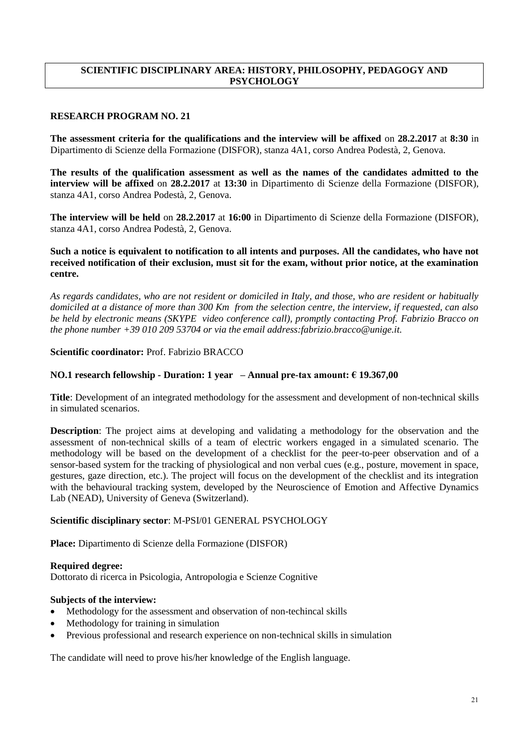## SCIENTIFIC DISCIPLINARY AREA: HISTORY, PHILOSOPHY, PEDAGOGY AND PSYCHOLOGY

### RESEARCH PROGRAM NO. 21

**The assessment criteria for the qualifications and the interview will be affixed** on **28.2.2017** at **8:30** in Dipartimento di Scienze della Formazione (DISFOR), stanza 4A1, corso Andrea Podestà, 2, Genova.

**The results of the qualification assessment as well as the names of the candidates admitted to the interview will be affixed** on **28.2.2017** at **13:30** in Dipartimento di Scienze della Formazione (DISFOR), stanza 4A1, corso Andrea Podestà, 2, Genova.

**The interview will be held** on **28.2.2017** at **16:00** in Dipartimento di Scienze della Formazione (DISFOR), stanza 4A1, corso Andrea Podestà, 2, Genova.

**Such a notice is equivalent to notification to all intents and purposes. All the candidates, who have not received notification of their exclusion, must sit for the exam, without prior notice, at the examination centre.**

*As regards candidates, who are not resident or domiciled in Italy, and those, who are resident or habitually domiciled at a distance of more than 300 Km from the selection centre, the interview, if requested, can also be held by electronic means (SKYPE video conference call), promptly contacting Prof. Fabrizio Bracco on the phone number +39 010 209 53704 or via the email address:fabrizio.bracco@unige.it.*

**Scientific coordinator:** Prof. Fabrizio BRACCO

**NO.1 research fellowship - Duration: 1 year – Annual pre-tax amount: € 19.367,00**

**Title**: Development of an integrated methodology for the assessment and development of non-technical skills in simulated scenarios.

**Description**: The project aims at developing and validating a methodology for the observation and the assessment of non-technical skills of a team of electric workers engaged in a simulated scenario. The methodology will be based on the development of a checklist for the peer-to-peer observation and of a sensor-based system for the tracking of physiological and non verbal cues (e.g., posture, movement in space, gestures, gaze direction, etc.). The project will focus on the development of the checklist and its integration with the behavioural tracking system, developed by the Neuroscience of Emotion and Affective Dynamics Lab (NEAD), University of Geneva (Switzerland).

**Scientific disciplinary sector**: M-PSI/01 GENERAL PSYCHOLOGY

**Place:** Dipartimento di Scienze della Formazione (DISFOR)

**Required degree:**
Dottorato di ricerca in Psicologia, Antropologia e Scienze Cognitive

**Subjects of the interview:**

- Methodology for the assessment and observation of non-techincal skills
- Methodology for training in simulation
- Previous professional and research experience on non-technical skills in simulation

The candidate will need to prove his/her knowledge of the English language.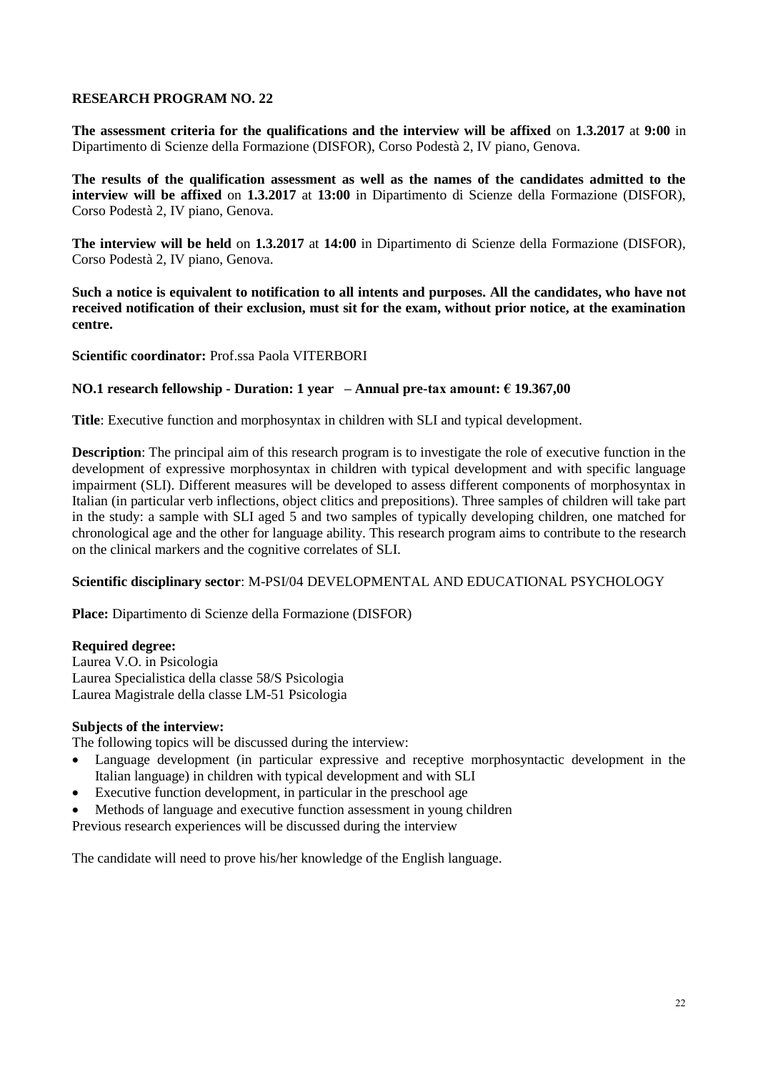**RESEARCH PROGRAM NO. 22**

**The assessment criteria for the qualifications and the interview will be affixed** on **1.3.2017** at **9:00** in Dipartimento di Scienze della Formazione (DISFOR), Corso Podestà 2, IV piano, Genova.

**The results of the qualification assessment as well as the names of the candidates admitted to the interview will be affixed** on **1.3.2017** at **13:00** in Dipartimento di Scienze della Formazione (DISFOR), Corso Podestà 2, IV piano, Genova.

**The interview will be held** on **1.3.2017** at **14:00** in Dipartimento di Scienze della Formazione (DISFOR), Corso Podestà 2, IV piano, Genova.

**Such a notice is equivalent to notification to all intents and purposes. All the candidates, who have not received notification of their exclusion, must sit for the exam, without prior notice, at the examination centre.**

**Scientific coordinator:** Prof.ssa Paola VITERBORI

**NO.1 research fellowship - Duration: 1 year – Annual pre-tax amount: € 19.367,00**

**Title**: Executive function and morphosyntax in children with SLI and typical development.

**Description**: The principal aim of this research program is to investigate the role of executive function in the development of expressive morphosyntax in children with typical development and with specific language impairment (SLI). Different measures will be developed to assess different components of morphosyntax in Italian (in particular verb inflections, object clitics and prepositions). Three samples of children will take part in the study: a sample with SLI aged 5 and two samples of typically developing children, one matched for chronological age and the other for language ability. This research program aims to contribute to the research on the clinical markers and the cognitive correlates of SLI.

**Scientific disciplinary sector**: M-PSI/04 DEVELOPMENTAL AND EDUCATIONAL PSYCHOLOGY

**Place:** Dipartimento di Scienze della Formazione (DISFOR)

**Required degree:**
Laurea V.O. in Psicologia
Laurea Specialistica della classe 58/S Psicologia
Laurea Magistrale della classe LM-51 Psicologia

**Subjects of the interview:**
The following topics will be discussed during the interview:

- Language development (in particular expressive and receptive morphosyntactic development in the Italian language) in children with typical development and with SLI
- Executive function development, in particular in the preschool age
- Methods of language and executive function assessment in young children

Previous research experiences will be discussed during the interview

The candidate will need to prove his/her knowledge of the English language.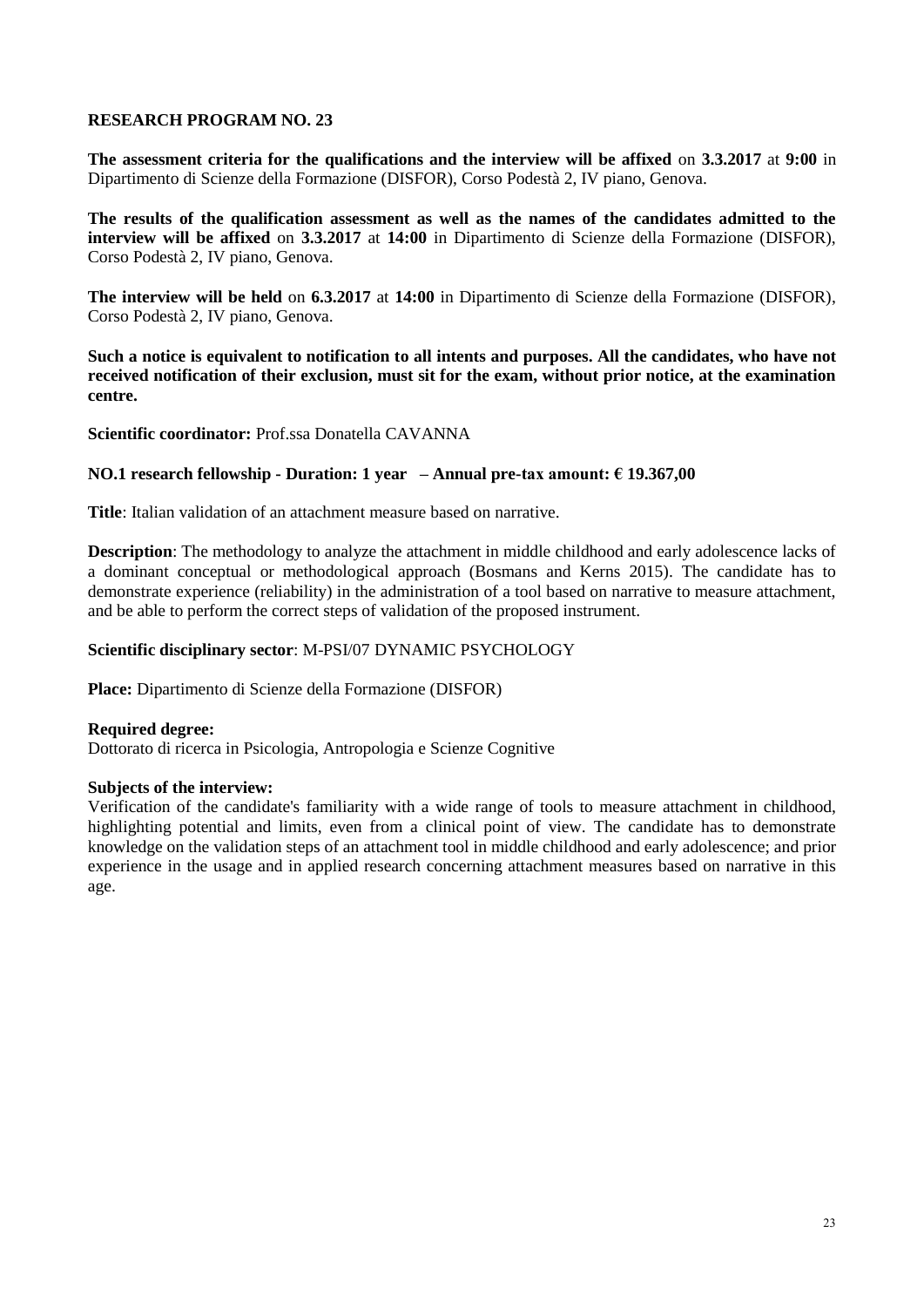**RESEARCH PROGRAM NO. 23**

**The assessment criteria for the qualifications and the interview will be affixed** on **3.3.2017** at **9:00** in Dipartimento di Scienze della Formazione (DISFOR), Corso Podestà 2, IV piano, Genova.

**The results of the qualification assessment as well as the names of the candidates admitted to the interview will be affixed** on **3.3.2017** at **14:00** in Dipartimento di Scienze della Formazione (DISFOR), Corso Podestà 2, IV piano, Genova.

**The interview will be held** on **6.3.2017** at **14:00** in Dipartimento di Scienze della Formazione (DISFOR), Corso Podestà 2, IV piano, Genova.

**Such a notice is equivalent to notification to all intents and purposes. All the candidates, who have not received notification of their exclusion, must sit for the exam, without prior notice, at the examination centre.**

**Scientific coordinator:** Prof.ssa Donatella CAVANNA

**NO.1 research fellowship - Duration: 1 year – Annual pre-tax amount: € 19.367,00**

**Title**: Italian validation of an attachment measure based on narrative.

**Description**: The methodology to analyze the attachment in middle childhood and early adolescence lacks of a dominant conceptual or methodological approach (Bosmans and Kerns 2015). The candidate has to demonstrate experience (reliability) in the administration of a tool based on narrative to measure attachment, and be able to perform the correct steps of validation of the proposed instrument.

**Scientific disciplinary sector**: M-PSI/07 DYNAMIC PSYCHOLOGY

**Place:** Dipartimento di Scienze della Formazione (DISFOR)

**Required degree:**
Dottorato di ricerca in Psicologia, Antropologia e Scienze Cognitive

**Subjects of the interview:**
Verification of the candidate's familiarity with a wide range of tools to measure attachment in childhood, highlighting potential and limits, even from a clinical point of view. The candidate has to demonstrate knowledge on the validation steps of an attachment tool in middle childhood and early adolescence; and prior experience in the usage and in applied research concerning attachment measures based on narrative in this age.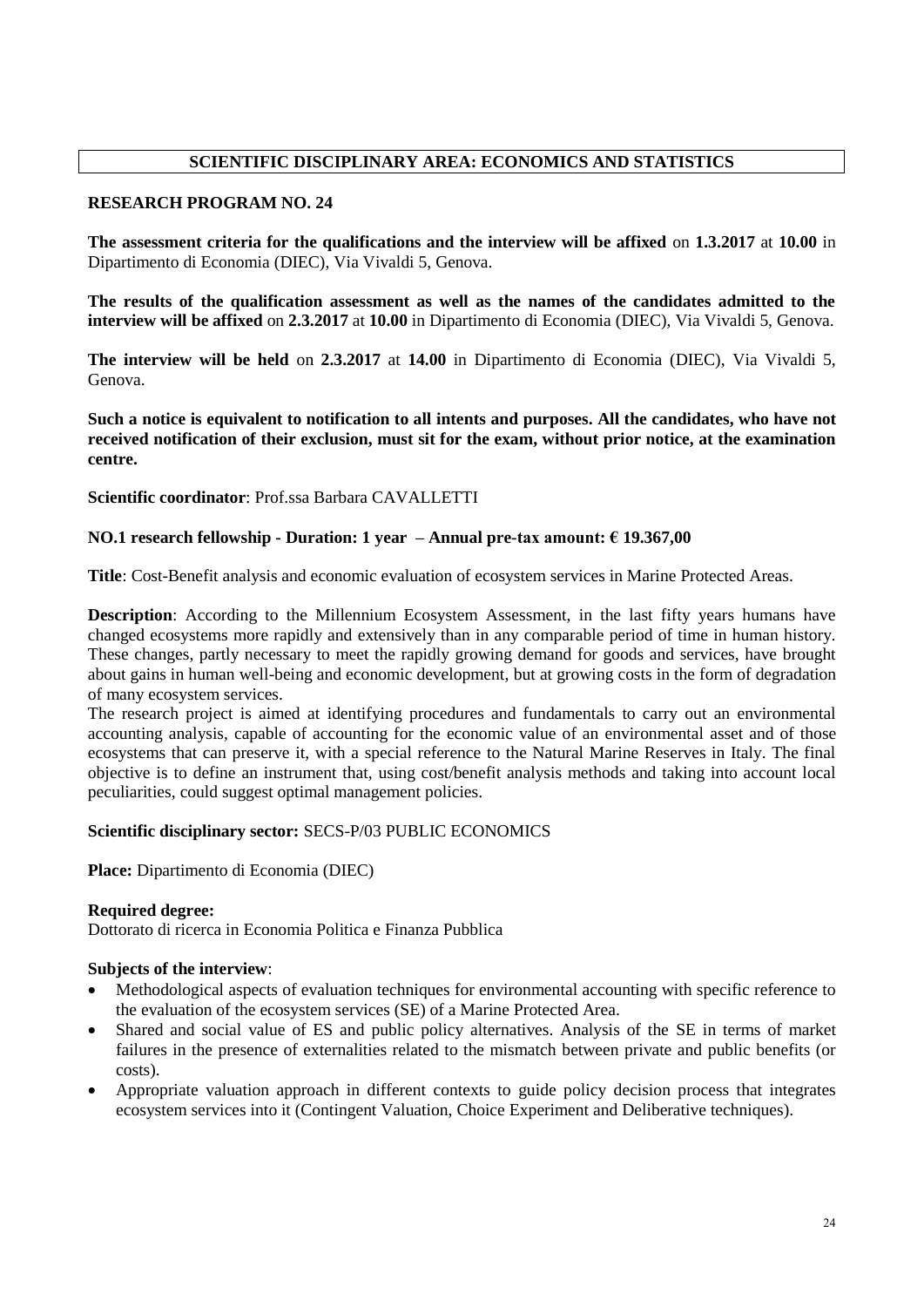## SCIENTIFIC DISCIPLINARY AREA: ECONOMICS AND STATISTICS

### RESEARCH PROGRAM NO. 24

**The assessment criteria for the qualifications and the interview will be affixed** on **1.3.2017** at **10.00** in Dipartimento di Economia (DIEC), Via Vivaldi 5, Genova.

**The results of the qualification assessment as well as the names of the candidates admitted to the interview will be affixed** on **2.3.2017** at **10.00** in Dipartimento di Economia (DIEC), Via Vivaldi 5, Genova.

**The interview will be held** on **2.3.2017** at **14.00** in Dipartimento di Economia (DIEC), Via Vivaldi 5, Genova.

**Such a notice is equivalent to notification to all intents and purposes. All the candidates, who have not received notification of their exclusion, must sit for the exam, without prior notice, at the examination centre.**

**Scientific coordinator**: Prof.ssa Barbara CAVALLETTI

**NO.1 research fellowship - Duration: 1 year – Annual pre-tax amount: € 19.367,00**

**Title**: Cost-Benefit analysis and economic evaluation of ecosystem services in Marine Protected Areas.

**Description**: According to the Millennium Ecosystem Assessment, in the last fifty years humans have changed ecosystems more rapidly and extensively than in any comparable period of time in human history. These changes, partly necessary to meet the rapidly growing demand for goods and services, have brought about gains in human well-being and economic development, but at growing costs in the form of degradation of many ecosystem services.

The research project is aimed at identifying procedures and fundamentals to carry out an environmental accounting analysis, capable of accounting for the economic value of an environmental asset and of those ecosystems that can preserve it, with a special reference to the Natural Marine Reserves in Italy. The final objective is to define an instrument that, using cost/benefit analysis methods and taking into account local peculiarities, could suggest optimal management policies.

**Scientific disciplinary sector:** SECS-P/03 PUBLIC ECONOMICS

**Place:** Dipartimento di Economia (DIEC)

**Required degree:**
Dottorato di ricerca in Economia Politica e Finanza Pubblica

**Subjects of the interview**:

- Methodological aspects of evaluation techniques for environmental accounting with specific reference to the evaluation of the ecosystem services (SE) of a Marine Protected Area.
- Shared and social value of ES and public policy alternatives. Analysis of the SE in terms of market failures in the presence of externalities related to the mismatch between private and public benefits (or costs).
- Appropriate valuation approach in different contexts to guide policy decision process that integrates ecosystem services into it (Contingent Valuation, Choice Experiment and Deliberative techniques).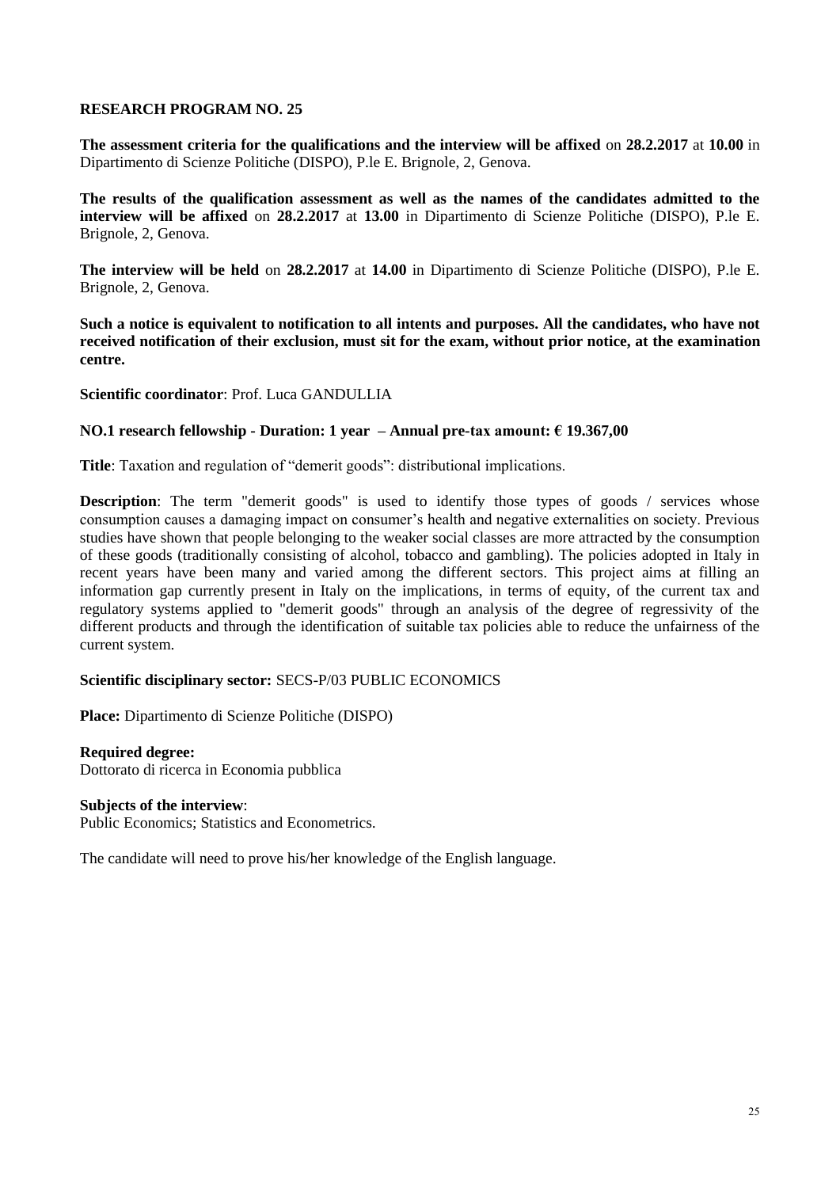**RESEARCH PROGRAM NO. 25**

**The assessment criteria for the qualifications and the interview will be affixed** on **28.2.2017** at **10.00** in Dipartimento di Scienze Politiche (DISPO), P.le E. Brignole, 2, Genova.

**The results of the qualification assessment as well as the names of the candidates admitted to the interview will be affixed** on **28.2.2017** at **13.00** in Dipartimento di Scienze Politiche (DISPO), P.le E. Brignole, 2, Genova.

**The interview will be held** on **28.2.2017** at **14.00** in Dipartimento di Scienze Politiche (DISPO), P.le E. Brignole, 2, Genova.

**Such a notice is equivalent to notification to all intents and purposes. All the candidates, who have not received notification of their exclusion, must sit for the exam, without prior notice, at the examination centre.**

**Scientific coordinator**: Prof. Luca GANDULLIA

**NO.1 research fellowship - Duration: 1 year – Annual pre-tax amount: € 19.367,00**

**Title**: Taxation and regulation of "demerit goods": distributional implications.

**Description**: The term "demerit goods" is used to identify those types of goods / services whose consumption causes a damaging impact on consumer's health and negative externalities on society. Previous studies have shown that people belonging to the weaker social classes are more attracted by the consumption of these goods (traditionally consisting of alcohol, tobacco and gambling). The policies adopted in Italy in recent years have been many and varied among the different sectors. This project aims at filling an information gap currently present in Italy on the implications, in terms of equity, of the current tax and regulatory systems applied to "demerit goods" through an analysis of the degree of regressivity of the different products and through the identification of suitable tax policies able to reduce the unfairness of the current system.

**Scientific disciplinary sector:** SECS-P/03 PUBLIC ECONOMICS

**Place:** Dipartimento di Scienze Politiche (DISPO)

**Required degree:**
Dottorato di ricerca in Economia pubblica

**Subjects of the interview**:
Public Economics; Statistics and Econometrics.

The candidate will need to prove his/her knowledge of the English language.